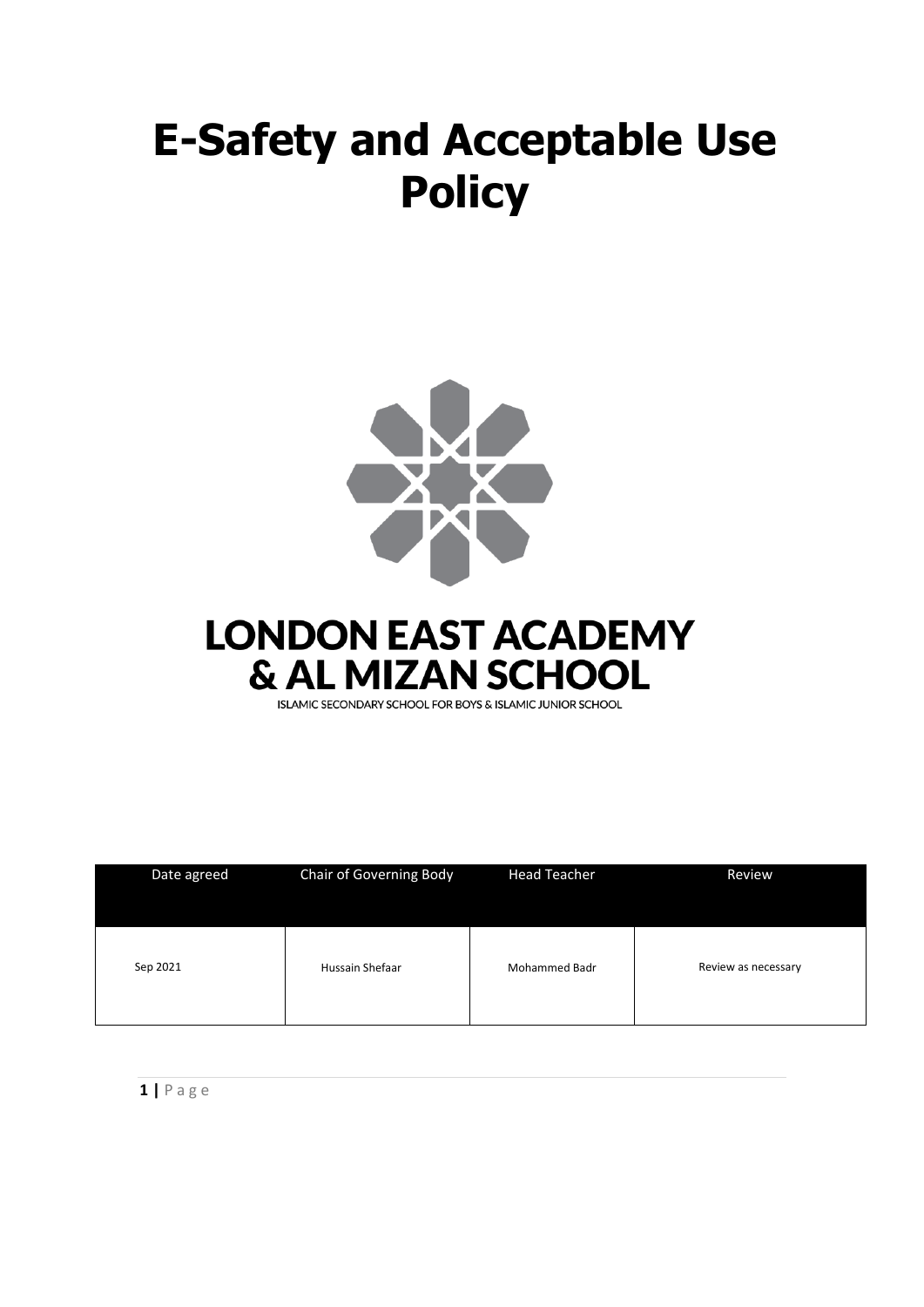# E-Safety and Acceptable Use Policy

LONDON EAST ACADEMY & AL MIZAN SCHOOL

ISLAMIC SECONDARY SCHOOL FOR BOYS & ISLAMIC JUNIOR SCHOOL

| Date agreed | Chair of Governing Body | Head Teacher | Review |
| --- | --- | --- | --- |
| Sep 2021 | Hussain Shefaar | Mohammed Badr | Review as necessary |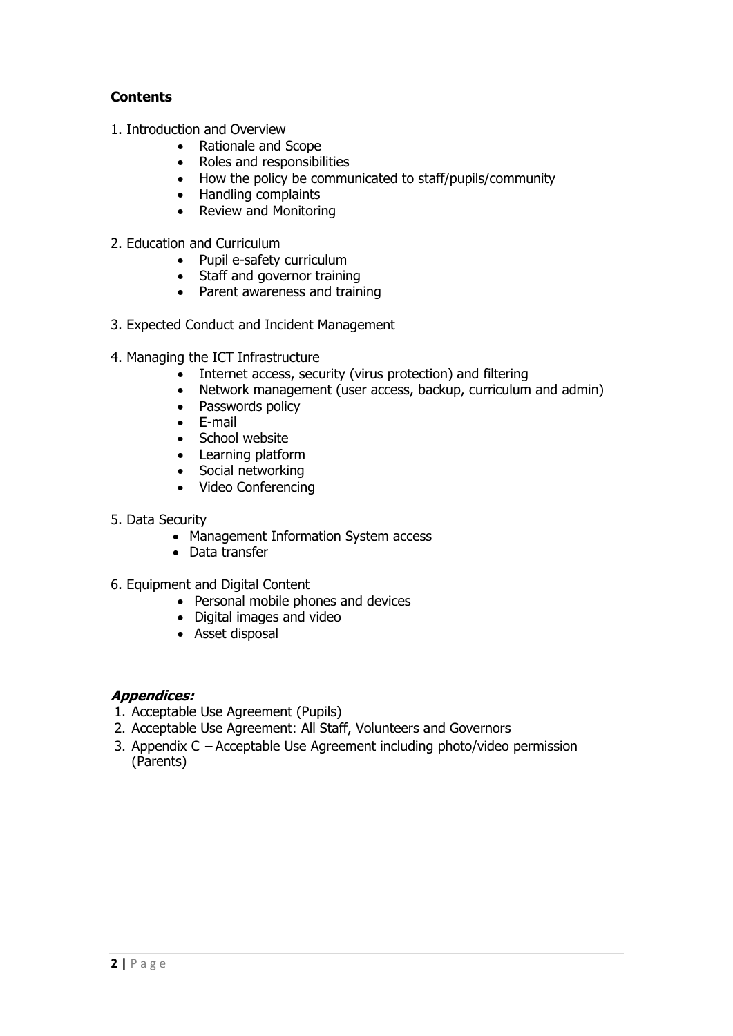**Contents**

1. Introduction and Overview
    - Rationale and Scope
    - Roles and responsibilities
    - How the policy be communicated to staff/pupils/community
    - Handling complaints
    - Review and Monitoring

2. Education and Curriculum
    - Pupil e-safety curriculum
    - Staff and governor training
    - Parent awareness and training

3. Expected Conduct and Incident Management

4. Managing the ICT Infrastructure
    - Internet access, security (virus protection) and filtering
    - Network management (user access, backup, curriculum and admin)
    - Passwords policy
    - E-mail
    - School website
    - Learning platform
    - Social networking
    - Video Conferencing

5. Data Security
    - Management Information System access
    - Data transfer

6. Equipment and Digital Content
    - Personal mobile phones and devices
    - Digital images and video
    - Asset disposal

***Appendices:***

1. Acceptable Use Agreement (Pupils)
2. Acceptable Use Agreement: All Staff, Volunteers and Governors
3. Appendix C – Acceptable Use Agreement including photo/video permission (Parents)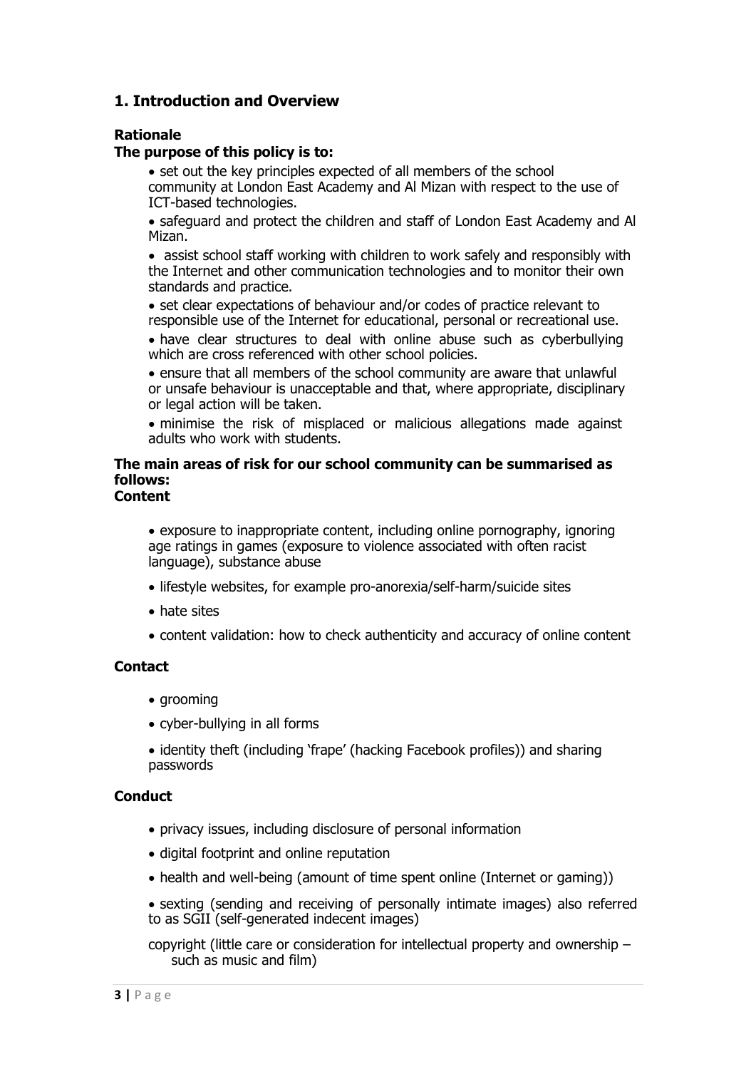## 1. Introduction and Overview

### Rationale

**The purpose of this policy is to:**

- set out the key principles expected of all members of the school community at London East Academy and Al Mizan with respect to the use of ICT-based technologies.
- safeguard and protect the children and staff of London East Academy and Al Mizan.
- assist school staff working with children to work safely and responsibly with the Internet and other communication technologies and to monitor their own standards and practice.
- set clear expectations of behaviour and/or codes of practice relevant to responsible use of the Internet for educational, personal or recreational use.
- have clear structures to deal with online abuse such as cyberbullying which are cross referenced with other school policies.
- ensure that all members of the school community are aware that unlawful or unsafe behaviour is unacceptable and that, where appropriate, disciplinary or legal action will be taken.
- minimise the risk of misplaced or malicious allegations made against adults who work with students.

**The main areas of risk for our school community can be summarised as follows:**

**Content**

- exposure to inappropriate content, including online pornography, ignoring age ratings in games (exposure to violence associated with often racist language), substance abuse
- lifestyle websites, for example pro-anorexia/self-harm/suicide sites
- hate sites
- content validation: how to check authenticity and accuracy of online content

**Contact**

- grooming
- cyber-bullying in all forms
- identity theft (including 'frape' (hacking Facebook profiles)) and sharing passwords

**Conduct**

- privacy issues, including disclosure of personal information
- digital footprint and online reputation
- health and well-being (amount of time spent online (Internet or gaming))
- sexting (sending and receiving of personally intimate images) also referred to as SGII (self-generated indecent images)

copyright (little care or consideration for intellectual property and ownership – such as music and film)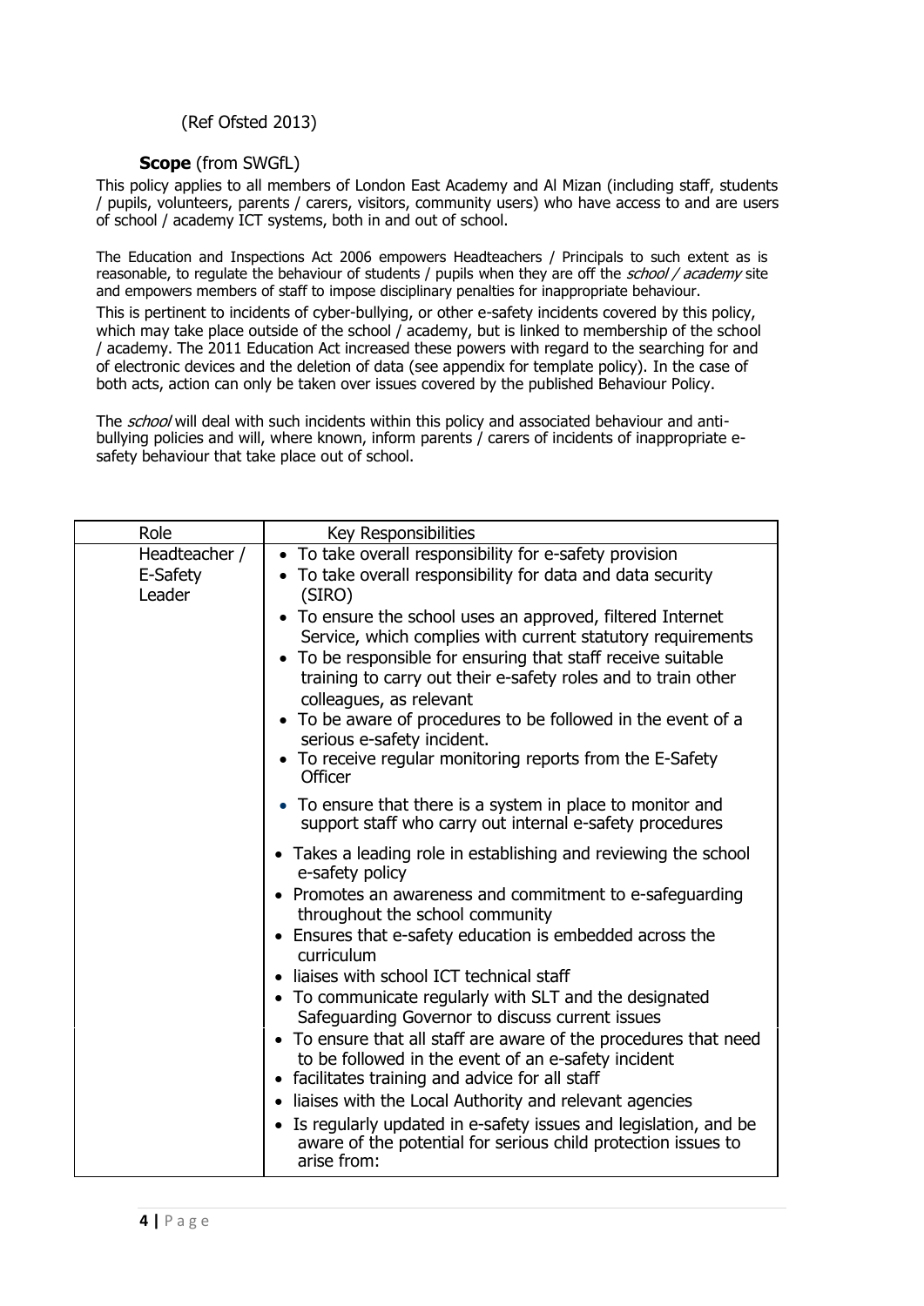(Ref Ofsted 2013)

**Scope** (from SWGfL)

This policy applies to all members of London East Academy and Al Mizan (including staff, students / pupils, volunteers, parents / carers, visitors, community users) who have access to and are users of school / academy ICT systems, both in and out of school.

The Education and Inspections Act 2006 empowers Headteachers / Principals to such extent as is reasonable, to regulate the behaviour of students / pupils when they are off the *school / academy* site and empowers members of staff to impose disciplinary penalties for inappropriate behaviour.

This is pertinent to incidents of cyber-bullying, or other e-safety incidents covered by this policy, which may take place outside of the school / academy, but is linked to membership of the school / academy. The 2011 Education Act increased these powers with regard to the searching for and of electronic devices and the deletion of data (see appendix for template policy). In the case of both acts, action can only be taken over issues covered by the published Behaviour Policy.

The *school* will deal with such incidents within this policy and associated behaviour and anti-bullying policies and will, where known, inform parents / carers of incidents of inappropriate e-safety behaviour that take place out of school.

| Role | Key Responsibilities |
| --- | --- |
| Headteacher / E-Safety Leader | • To take overall responsibility for e-safety provision<br>• To take overall responsibility for data and data security (SIRO)<br>• To ensure the school uses an approved, filtered Internet Service, which complies with current statutory requirements<br>• To be responsible for ensuring that staff receive suitable training to carry out their e-safety roles and to train other colleagues, as relevant<br>• To be aware of procedures to be followed in the event of a serious e-safety incident.<br>• To receive regular monitoring reports from the E-Safety Officer<br>• To ensure that there is a system in place to monitor and support staff who carry out internal e-safety procedures<br>• Takes a leading role in establishing and reviewing the school e-safety policy<br>• Promotes an awareness and commitment to e-safeguarding throughout the school community<br>• Ensures that e-safety education is embedded across the curriculum<br>• liaises with school ICT technical staff<br>• To communicate regularly with SLT and the designated Safeguarding Governor to discuss current issues |
| | • To ensure that all staff are aware of the procedures that need to be followed in the event of an e-safety incident<br>• facilitates training and advice for all staff<br>• liaises with the Local Authority and relevant agencies<br>• Is regularly updated in e-safety issues and legislation, and be aware of the potential for serious child protection issues to arise from: |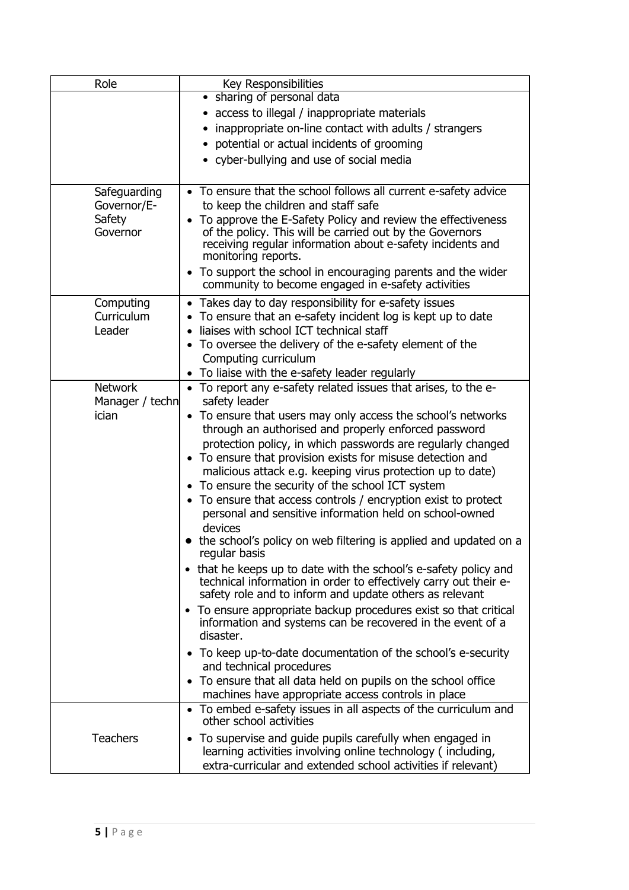| Role | Key Responsibilities |
|---|---|
| | • sharing of personal data<br>• access to illegal / inappropriate materials<br>• inappropriate on-line contact with adults / strangers<br>• potential or actual incidents of grooming<br>• cyber-bullying and use of social media |
| Safeguarding Governor/E-Safety Governor | • To ensure that the school follows all current e-safety advice to keep the children and staff safe<br>• To approve the E-Safety Policy and review the effectiveness of the policy. This will be carried out by the Governors receiving regular information about e-safety incidents and monitoring reports.<br>• To support the school in encouraging parents and the wider community to become engaged in e-safety activities |
| Computing Curriculum Leader | • Takes day to day responsibility for e-safety issues<br>• To ensure that an e-safety incident log is kept up to date<br>• liaises with school ICT technical staff<br>• To oversee the delivery of the e-safety element of the Computing curriculum<br>• To liaise with the e-safety leader regularly |
| Network Manager / technician | • To report any e-safety related issues that arises, to the e-safety leader<br>• To ensure that users may only access the school's networks through an authorised and properly enforced password protection policy, in which passwords are regularly changed<br>• To ensure that provision exists for misuse detection and malicious attack e.g. keeping virus protection up to date)<br>• To ensure the security of the school ICT system<br>• To ensure that access controls / encryption exist to protect personal and sensitive information held on school-owned devices<br>• the school's policy on web filtering is applied and updated on a regular basis<br>• that he keeps up to date with the school's e-safety policy and technical information in order to effectively carry out their e-safety role and to inform and update others as relevant<br>• To ensure appropriate backup procedures exist so that critical information and systems can be recovered in the event of a disaster.<br>• To keep up-to-date documentation of the school's e-security and technical procedures<br>• To ensure that all data held on pupils on the school office machines have appropriate access controls in place |
| Teachers | • To embed e-safety issues in all aspects of the curriculum and other school activities<br>• To supervise and guide pupils carefully when engaged in learning activities involving online technology ( including, extra-curricular and extended school activities if relevant) |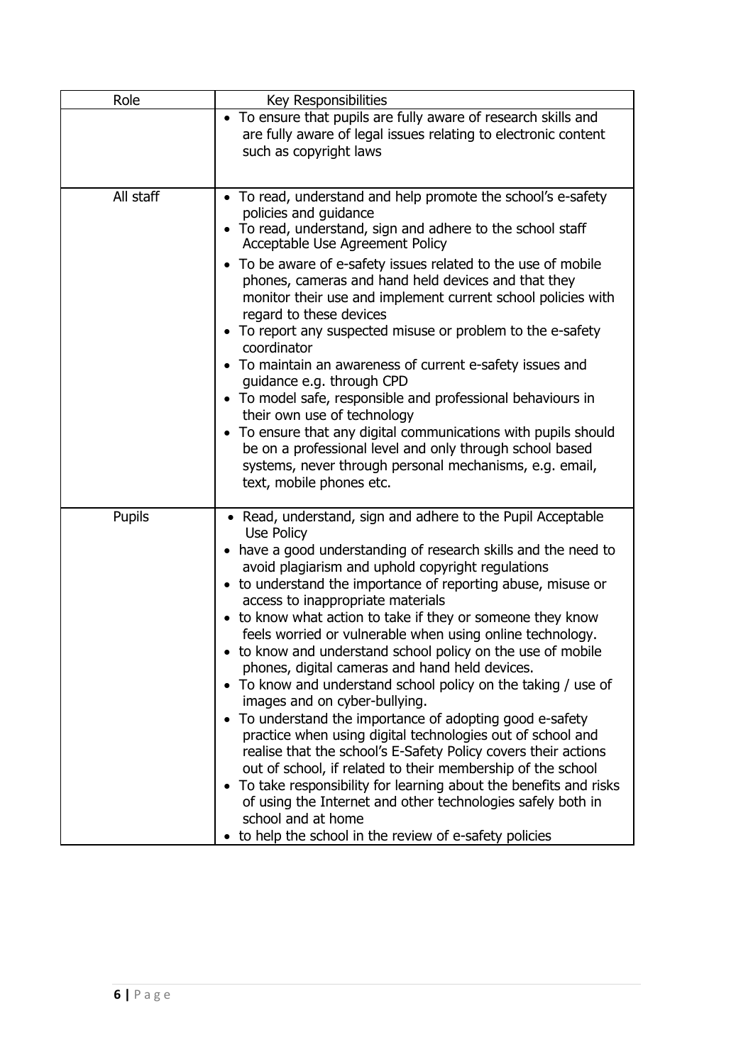| Role | Key Responsibilities |
| --- | --- |
| | • To ensure that pupils are fully aware of research skills and are fully aware of legal issues relating to electronic content such as copyright laws |
| All staff | • To read, understand and help promote the school's e-safety policies and guidance<br>• To read, understand, sign and adhere to the school staff Acceptable Use Agreement Policy<br>• To be aware of e-safety issues related to the use of mobile phones, cameras and hand held devices and that they monitor their use and implement current school policies with regard to these devices<br>• To report any suspected misuse or problem to the e-safety coordinator<br>• To maintain an awareness of current e-safety issues and guidance e.g. through CPD<br>• To model safe, responsible and professional behaviours in their own use of technology<br>• To ensure that any digital communications with pupils should be on a professional level and only through school based systems, never through personal mechanisms, e.g. email, text, mobile phones etc. |
| Pupils | • Read, understand, sign and adhere to the Pupil Acceptable Use Policy<br>• have a good understanding of research skills and the need to avoid plagiarism and uphold copyright regulations<br>• to understand the importance of reporting abuse, misuse or access to inappropriate materials<br>• to know what action to take if they or someone they know feels worried or vulnerable when using online technology.<br>• to know and understand school policy on the use of mobile phones, digital cameras and hand held devices.<br>• To know and understand school policy on the taking / use of images and on cyber-bullying.<br>• To understand the importance of adopting good e-safety practice when using digital technologies out of school and realise that the school's E-Safety Policy covers their actions out of school, if related to their membership of the school<br>• To take responsibility for learning about the benefits and risks of using the Internet and other technologies safely both in school and at home<br>• to help the school in the review of e-safety policies |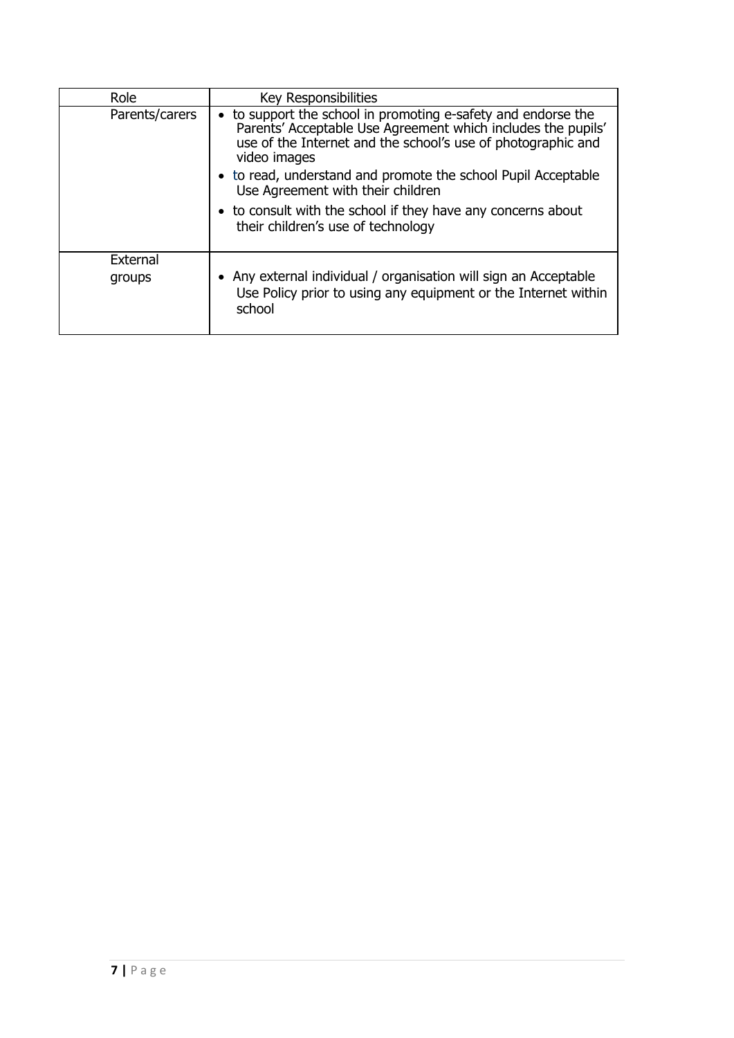| Role | Key Responsibilities |
|---|---|
| Parents/carers | • to support the school in promoting e-safety and endorse the Parents' Acceptable Use Agreement which includes the pupils' use of the Internet and the school's use of photographic and video images<br>• to read, understand and promote the school Pupil Acceptable Use Agreement with their children<br>• to consult with the school if they have any concerns about their children's use of technology |
| External groups | • Any external individual / organisation will sign an Acceptable Use Policy prior to using any equipment or the Internet within school |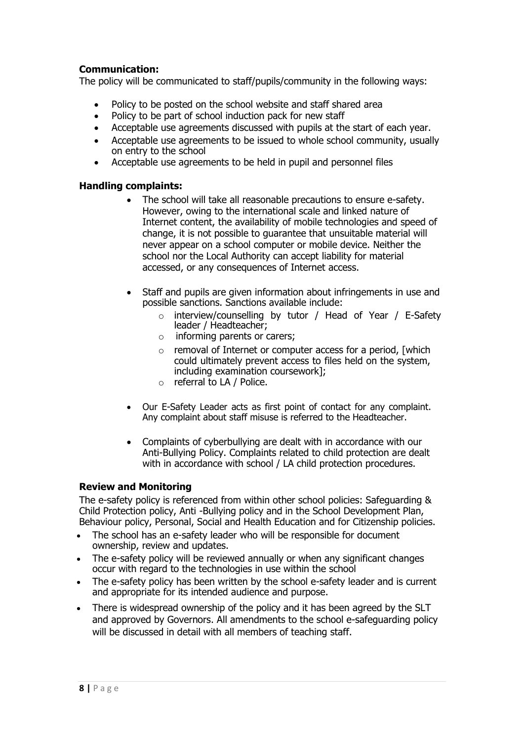**Communication:**

The policy will be communicated to staff/pupils/community in the following ways:

- Policy to be posted on the school website and staff shared area
- Policy to be part of school induction pack for new staff
- Acceptable use agreements discussed with pupils at the start of each year.
- Acceptable use agreements to be issued to whole school community, usually on entry to the school
- Acceptable use agreements to be held in pupil and personnel files

**Handling complaints:**

- The school will take all reasonable precautions to ensure e-safety. However, owing to the international scale and linked nature of Internet content, the availability of mobile technologies and speed of change, it is not possible to guarantee that unsuitable material will never appear on a school computer or mobile device. Neither the school nor the Local Authority can accept liability for material accessed, or any consequences of Internet access.

- Staff and pupils are given information about infringements in use and possible sanctions. Sanctions available include:
  - interview/counselling by tutor / Head of Year / E-Safety leader / Headteacher;
  - informing parents or carers;
  - removal of Internet or computer access for a period, [which could ultimately prevent access to files held on the system, including examination coursework];
  - referral to LA / Police.

- Our E-Safety Leader acts as first point of contact for any complaint. Any complaint about staff misuse is referred to the Headteacher.

- Complaints of cyberbullying are dealt with in accordance with our Anti-Bullying Policy. Complaints related to child protection are dealt with in accordance with school / LA child protection procedures.

**Review and Monitoring**

The e-safety policy is referenced from within other school policies: Safeguarding & Child Protection policy, Anti -Bullying policy and in the School Development Plan, Behaviour policy, Personal, Social and Health Education and for Citizenship policies.

- The school has an e-safety leader who will be responsible for document ownership, review and updates.
- The e-safety policy will be reviewed annually or when any significant changes occur with regard to the technologies in use within the school
- The e-safety policy has been written by the school e-safety leader and is current and appropriate for its intended audience and purpose.
- There is widespread ownership of the policy and it has been agreed by the SLT and approved by Governors. All amendments to the school e-safeguarding policy will be discussed in detail with all members of teaching staff.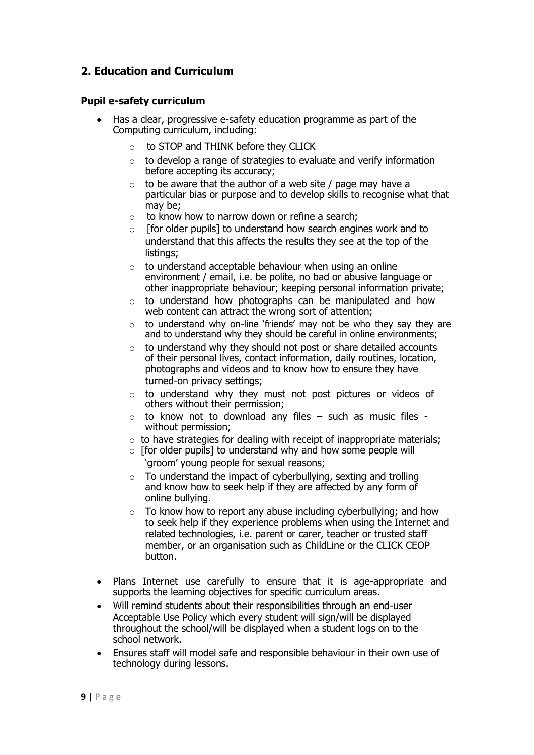## 2. Education and Curriculum

### Pupil e-safety curriculum

- Has a clear, progressive e-safety education programme as part of the Computing curriculum, including:
  - to STOP and THINK before they CLICK
  - to develop a range of strategies to evaluate and verify information before accepting its accuracy;
  - to be aware that the author of a web site / page may have a particular bias or purpose and to develop skills to recognise what that may be;
  - to know how to narrow down or refine a search;
  - [for older pupils] to understand how search engines work and to understand that this affects the results they see at the top of the listings;
  - to understand acceptable behaviour when using an online environment / email, i.e. be polite, no bad or abusive language or other inappropriate behaviour; keeping personal information private;
  - to understand how photographs can be manipulated and how web content can attract the wrong sort of attention;
  - to understand why on-line 'friends' may not be who they say they are and to understand why they should be careful in online environments;
  - to understand why they should not post or share detailed accounts of their personal lives, contact information, daily routines, location, photographs and videos and to know how to ensure they have turned-on privacy settings;
  - to understand why they must not post pictures or videos of others without their permission;
  - to know not to download any files – such as music files - without permission;
  - to have strategies for dealing with receipt of inappropriate materials;
  - [for older pupils] to understand why and how some people will 'groom' young people for sexual reasons;
  - To understand the impact of cyberbullying, sexting and trolling and know how to seek help if they are affected by any form of online bullying.
  - To know how to report any abuse including cyberbullying; and how to seek help if they experience problems when using the Internet and related technologies, i.e. parent or carer, teacher or trusted staff member, or an organisation such as ChildLine or the CLICK CEOP button.
- Plans Internet use carefully to ensure that it is age-appropriate and supports the learning objectives for specific curriculum areas.
- Will remind students about their responsibilities through an end-user Acceptable Use Policy which every student will sign/will be displayed throughout the school/will be displayed when a student logs on to the school network.
- Ensures staff will model safe and responsible behaviour in their own use of technology during lessons.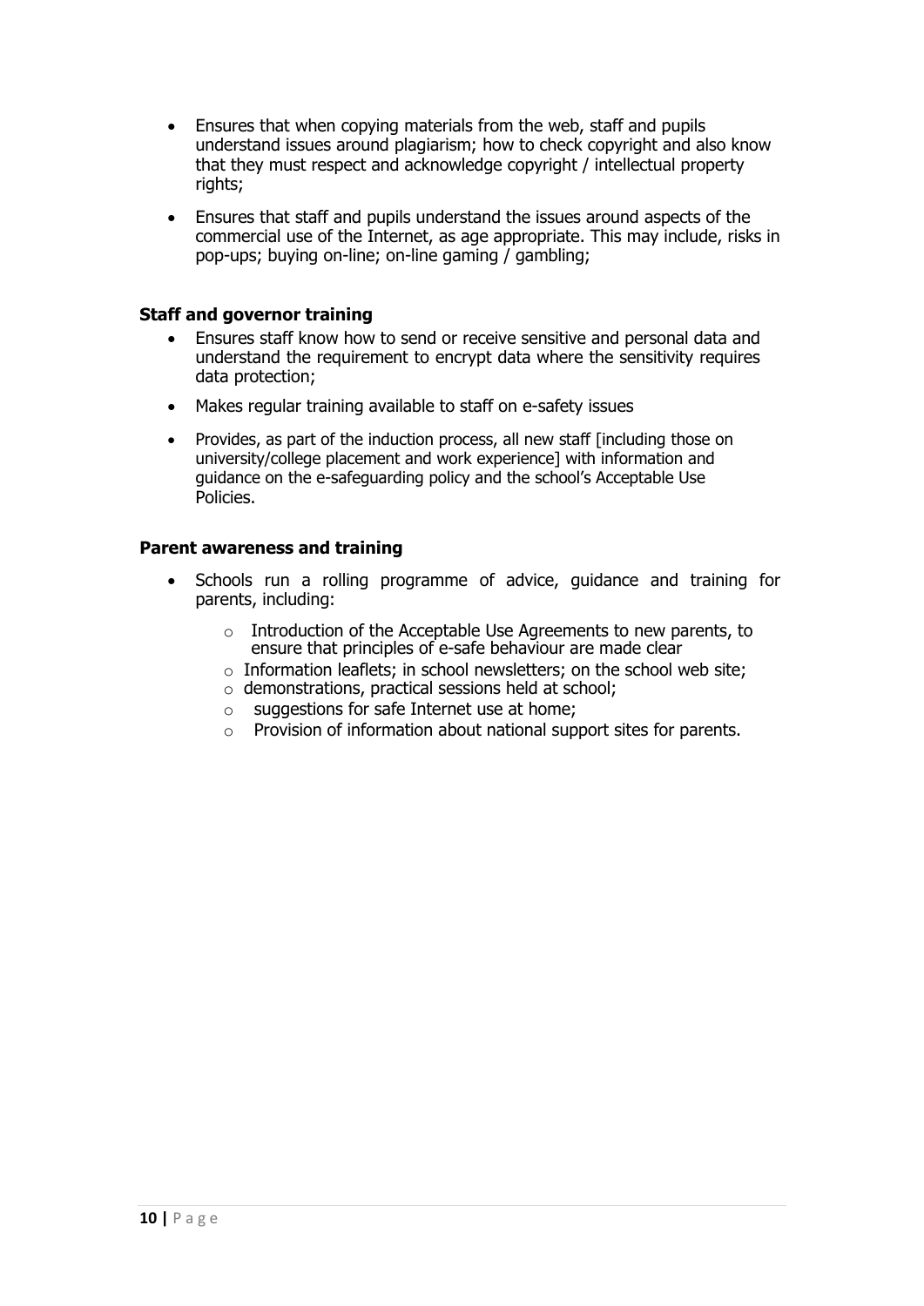- Ensures that when copying materials from the web, staff and pupils understand issues around plagiarism; how to check copyright and also know that they must respect and acknowledge copyright / intellectual property rights;

- Ensures that staff and pupils understand the issues around aspects of the commercial use of the Internet, as age appropriate. This may include, risks in pop-ups; buying on-line; on-line gaming / gambling;

**Staff and governor training**

- Ensures staff know how to send or receive sensitive and personal data and understand the requirement to encrypt data where the sensitivity requires data protection;

- Makes regular training available to staff on e-safety issues

- Provides, as part of the induction process, all new staff [including those on university/college placement and work experience] with information and guidance on the e-safeguarding policy and the school's Acceptable Use Policies.

**Parent awareness and training**

- Schools run a rolling programme of advice, guidance and training for parents, including:
  - Introduction of the Acceptable Use Agreements to new parents, to ensure that principles of e-safe behaviour are made clear
  - Information leaflets; in school newsletters; on the school web site;
  - demonstrations, practical sessions held at school;
  - suggestions for safe Internet use at home;
  - Provision of information about national support sites for parents.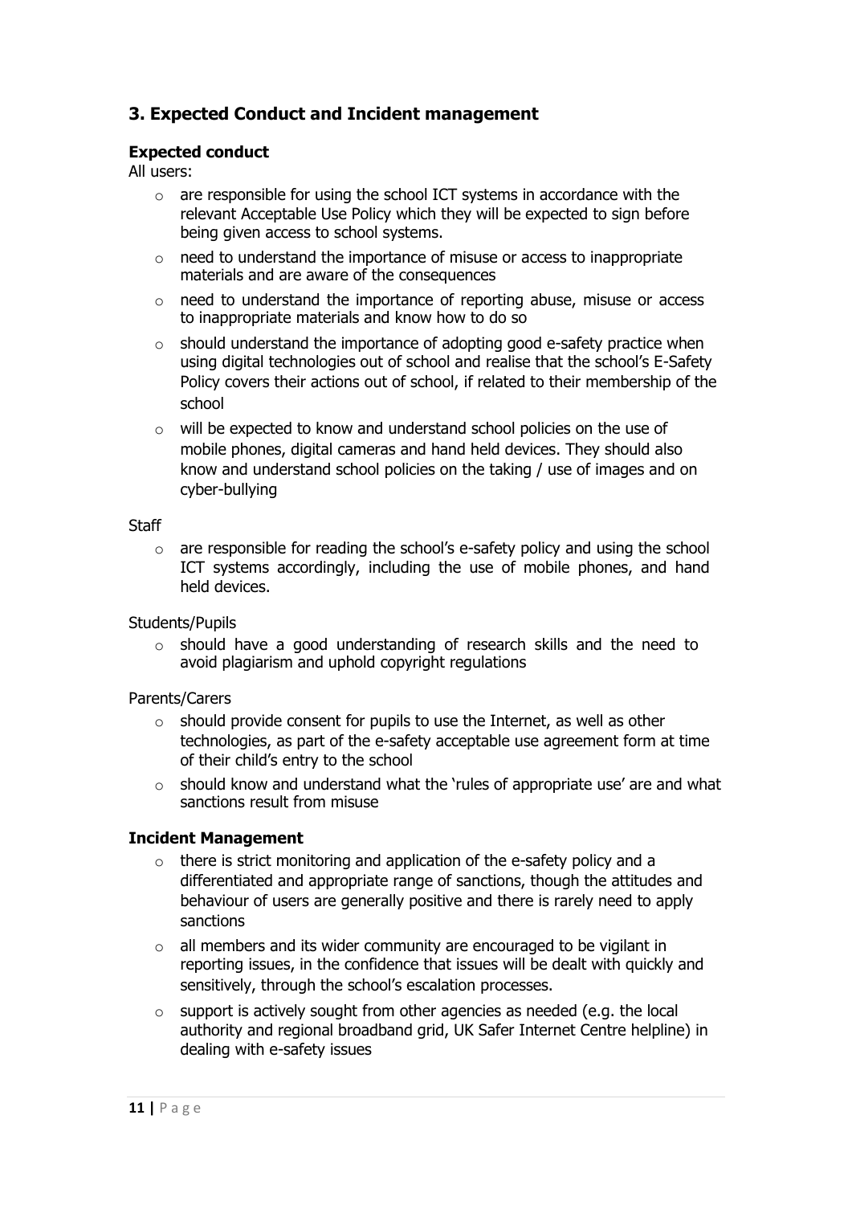## 3. Expected Conduct and Incident management

### Expected conduct

All users:

- are responsible for using the school ICT systems in accordance with the relevant Acceptable Use Policy which they will be expected to sign before being given access to school systems.
- need to understand the importance of misuse or access to inappropriate materials and are aware of the consequences
- need to understand the importance of reporting abuse, misuse or access to inappropriate materials and know how to do so
- should understand the importance of adopting good e-safety practice when using digital technologies out of school and realise that the school's E-Safety Policy covers their actions out of school, if related to their membership of the school
- will be expected to know and understand school policies on the use of mobile phones, digital cameras and hand held devices. They should also know and understand school policies on the taking / use of images and on cyber-bullying

Staff

- are responsible for reading the school's e-safety policy and using the school ICT systems accordingly, including the use of mobile phones, and hand held devices.

Students/Pupils

- should have a good understanding of research skills and the need to avoid plagiarism and uphold copyright regulations

Parents/Carers

- should provide consent for pupils to use the Internet, as well as other technologies, as part of the e-safety acceptable use agreement form at time of their child's entry to the school
- should know and understand what the 'rules of appropriate use' are and what sanctions result from misuse

### Incident Management

- there is strict monitoring and application of the e-safety policy and a differentiated and appropriate range of sanctions, though the attitudes and behaviour of users are generally positive and there is rarely need to apply sanctions
- all members and its wider community are encouraged to be vigilant in reporting issues, in the confidence that issues will be dealt with quickly and sensitively, through the school's escalation processes.
- support is actively sought from other agencies as needed (e.g. the local authority and regional broadband grid, UK Safer Internet Centre helpline) in dealing with e-safety issues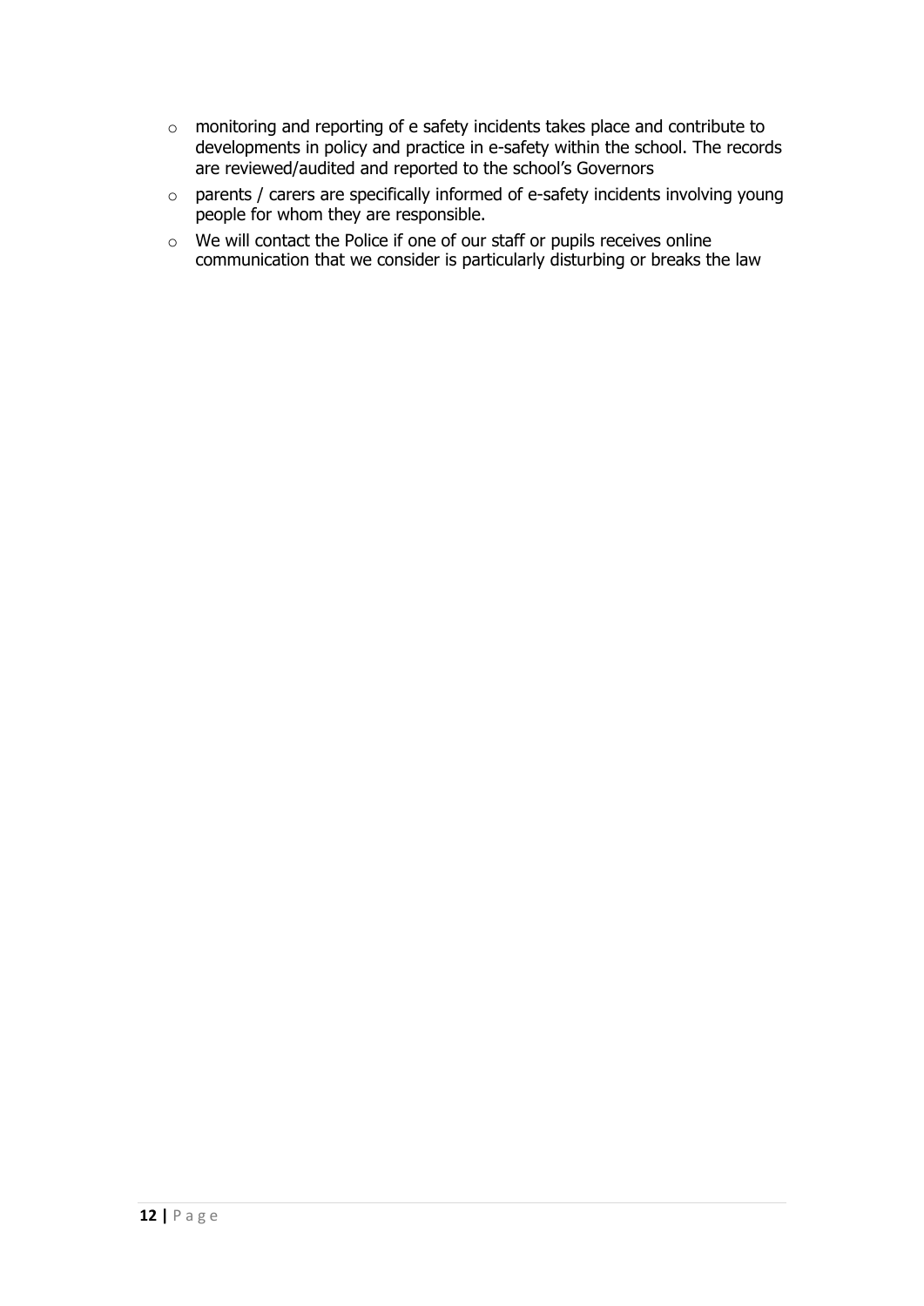- monitoring and reporting of e safety incidents takes place and contribute to developments in policy and practice in e-safety within the school. The records are reviewed/audited and reported to the school's Governors
- parents / carers are specifically informed of e-safety incidents involving young people for whom they are responsible.
- We will contact the Police if one of our staff or pupils receives online communication that we consider is particularly disturbing or breaks the law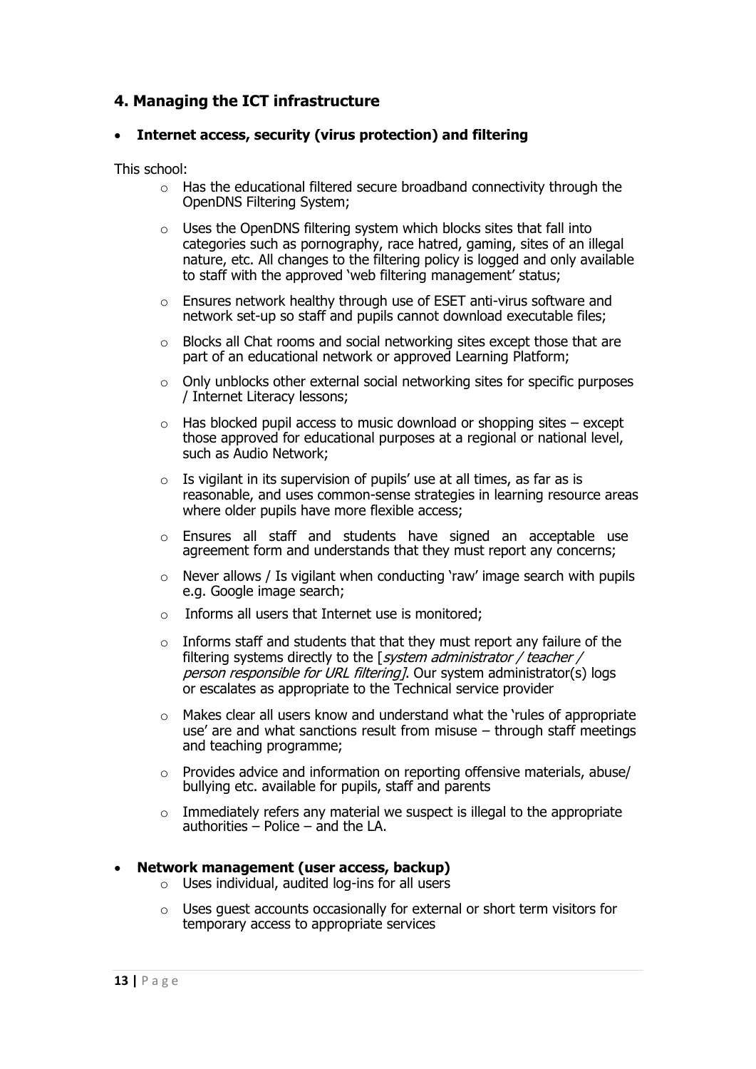## 4. Managing the ICT infrastructure

- **Internet access, security (virus protection) and filtering**

This school:

- Has the educational filtered secure broadband connectivity through the OpenDNS Filtering System;
- Uses the OpenDNS filtering system which blocks sites that fall into categories such as pornography, race hatred, gaming, sites of an illegal nature, etc. All changes to the filtering policy is logged and only available to staff with the approved 'web filtering management' status;
- Ensures network healthy through use of ESET anti-virus software and network set-up so staff and pupils cannot download executable files;
- Blocks all Chat rooms and social networking sites except those that are part of an educational network or approved Learning Platform;
- Only unblocks other external social networking sites for specific purposes / Internet Literacy lessons;
- Has blocked pupil access to music download or shopping sites – except those approved for educational purposes at a regional or national level, such as Audio Network;
- Is vigilant in its supervision of pupils' use at all times, as far as is reasonable, and uses common-sense strategies in learning resource areas where older pupils have more flexible access;
- Ensures all staff and students have signed an acceptable use agreement form and understands that they must report any concerns;
- Never allows / Is vigilant when conducting 'raw' image search with pupils e.g. Google image search;
- Informs all users that Internet use is monitored;
- Informs staff and students that that they must report any failure of the filtering systems directly to the [*system administrator / teacher / person responsible for URL filtering*]. Our system administrator(s) logs or escalates as appropriate to the Technical service provider
- Makes clear all users know and understand what the 'rules of appropriate use' are and what sanctions result from misuse – through staff meetings and teaching programme;
- Provides advice and information on reporting offensive materials, abuse/ bullying etc. available for pupils, staff and parents
- Immediately refers any material we suspect is illegal to the appropriate authorities – Police – and the LA.

- **Network management (user access, backup)**
  - Uses individual, audited log-ins for all users
  - Uses guest accounts occasionally for external or short term visitors for temporary access to appropriate services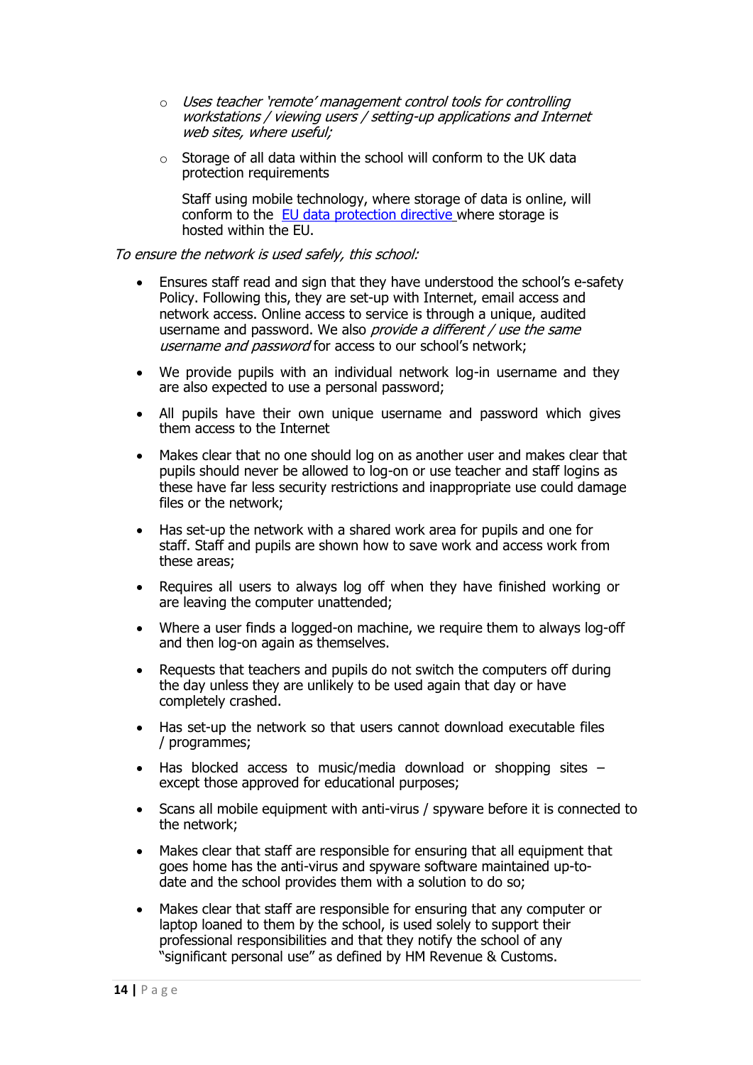- *Uses teacher 'remote' management control tools for controlling workstations / viewing users / setting-up applications and Internet web sites, where useful;*
- Storage of all data within the school will conform to the UK data protection requirements

  Staff using mobile technology, where storage of data is online, will conform to the [EU data protection directive](#) where storage is hosted within the EU.

*To ensure the network is used safely, this school:*

- Ensures staff read and sign that they have understood the school's e-safety Policy. Following this, they are set-up with Internet, email access and network access. Online access to service is through a unique, audited username and password. We also *provide a different / use the same username and password* for access to our school's network;
- We provide pupils with an individual network log-in username and they are also expected to use a personal password;
- All pupils have their own unique username and password which gives them access to the Internet
- Makes clear that no one should log on as another user and makes clear that pupils should never be allowed to log-on or use teacher and staff logins as these have far less security restrictions and inappropriate use could damage files or the network;
- Has set-up the network with a shared work area for pupils and one for staff. Staff and pupils are shown how to save work and access work from these areas;
- Requires all users to always log off when they have finished working or are leaving the computer unattended;
- Where a user finds a logged-on machine, we require them to always log-off and then log-on again as themselves.
- Requests that teachers and pupils do not switch the computers off during the day unless they are unlikely to be used again that day or have completely crashed.
- Has set-up the network so that users cannot download executable files / programmes;
- Has blocked access to music/media download or shopping sites – except those approved for educational purposes;
- Scans all mobile equipment with anti-virus / spyware before it is connected to the network;
- Makes clear that staff are responsible for ensuring that all equipment that goes home has the anti-virus and spyware software maintained up-to-date and the school provides them with a solution to do so;
- Makes clear that staff are responsible for ensuring that any computer or laptop loaned to them by the school, is used solely to support their professional responsibilities and that they notify the school of any "significant personal use" as defined by HM Revenue & Customs.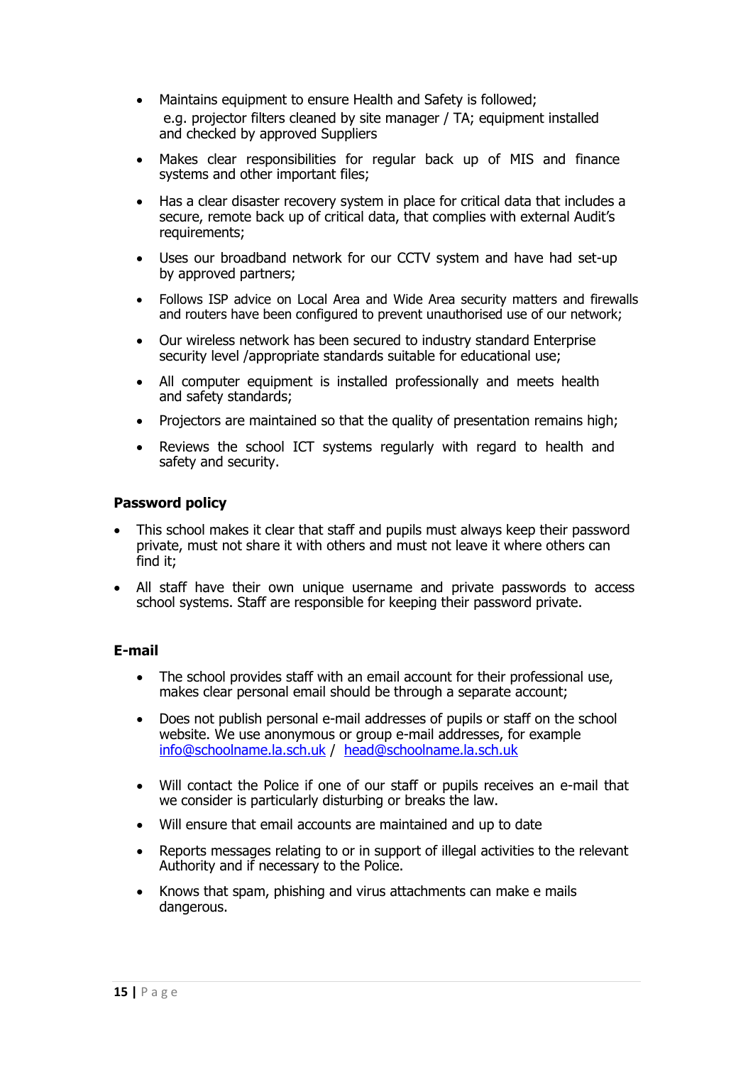- Maintains equipment to ensure Health and Safety is followed; e.g. projector filters cleaned by site manager / TA; equipment installed and checked by approved Suppliers
- Makes clear responsibilities for regular back up of MIS and finance systems and other important files;
- Has a clear disaster recovery system in place for critical data that includes a secure, remote back up of critical data, that complies with external Audit's requirements;
- Uses our broadband network for our CCTV system and have had set-up by approved partners;
- Follows ISP advice on Local Area and Wide Area security matters and firewalls and routers have been configured to prevent unauthorised use of our network;
- Our wireless network has been secured to industry standard Enterprise security level /appropriate standards suitable for educational use;
- All computer equipment is installed professionally and meets health and safety standards;
- Projectors are maintained so that the quality of presentation remains high;
- Reviews the school ICT systems regularly with regard to health and safety and security.

**Password policy**

- This school makes it clear that staff and pupils must always keep their password private, must not share it with others and must not leave it where others can find it;
- All staff have their own unique username and private passwords to access school systems. Staff are responsible for keeping their password private.

**E-mail**

- The school provides staff with an email account for their professional use, makes clear personal email should be through a separate account;
- Does not publish personal e-mail addresses of pupils or staff on the school website. We use anonymous or group e-mail addresses, for example info@schoolname.la.sch.uk / head@schoolname.la.sch.uk
- Will contact the Police if one of our staff or pupils receives an e-mail that we consider is particularly disturbing or breaks the law.
- Will ensure that email accounts are maintained and up to date
- Reports messages relating to or in support of illegal activities to the relevant Authority and if necessary to the Police.
- Knows that spam, phishing and virus attachments can make e mails dangerous.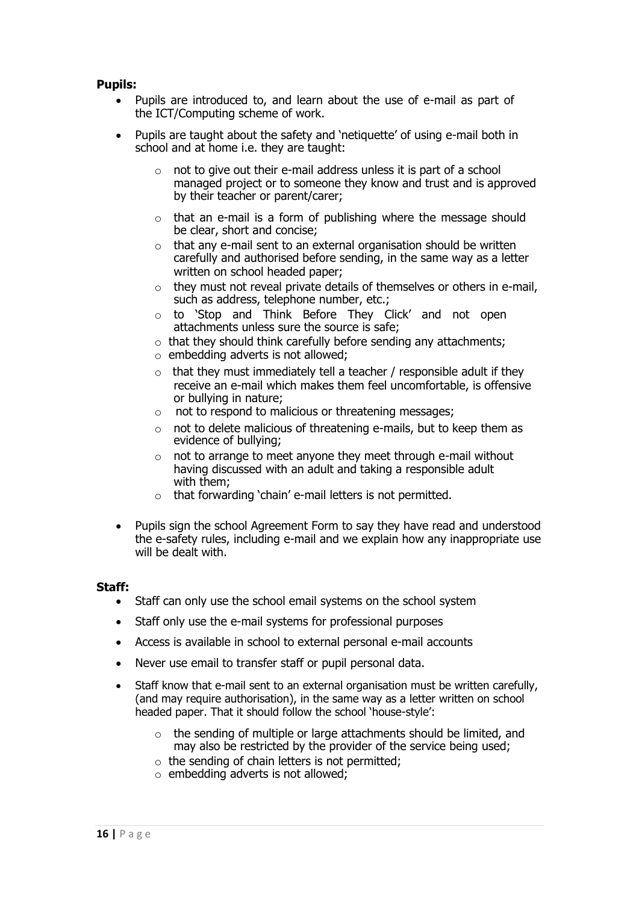**Pupils:**

- Pupils are introduced to, and learn about the use of e-mail as part of the ICT/Computing scheme of work.
- Pupils are taught about the safety and 'netiquette' of using e-mail both in school and at home i.e. they are taught:
  - not to give out their e-mail address unless it is part of a school managed project or to someone they know and trust and is approved by their teacher or parent/carer;
  - that an e-mail is a form of publishing where the message should be clear, short and concise;
  - that any e-mail sent to an external organisation should be written carefully and authorised before sending, in the same way as a letter written on school headed paper;
  - they must not reveal private details of themselves or others in e-mail, such as address, telephone number, etc.;
  - to 'Stop and Think Before They Click' and not open attachments unless sure the source is safe;
  - that they should think carefully before sending any attachments;
  - embedding adverts is not allowed;
  - that they must immediately tell a teacher / responsible adult if they receive an e-mail which makes them feel uncomfortable, is offensive or bullying in nature;
  - not to respond to malicious or threatening messages;
  - not to delete malicious of threatening e-mails, but to keep them as evidence of bullying;
  - not to arrange to meet anyone they meet through e-mail without having discussed with an adult and taking a responsible adult with them;
  - that forwarding 'chain' e-mail letters is not permitted.
- Pupils sign the school Agreement Form to say they have read and understood the e-safety rules, including e-mail and we explain how any inappropriate use will be dealt with.

**Staff:**

- Staff can only use the school email systems on the school system
- Staff only use the e-mail systems for professional purposes
- Access is available in school to external personal e-mail accounts
- Never use email to transfer staff or pupil personal data.
- Staff know that e-mail sent to an external organisation must be written carefully, (and may require authorisation), in the same way as a letter written on school headed paper. That it should follow the school 'house-style':
  - the sending of multiple or large attachments should be limited, and may also be restricted by the provider of the service being used;
  - the sending of chain letters is not permitted;
  - embedding adverts is not allowed;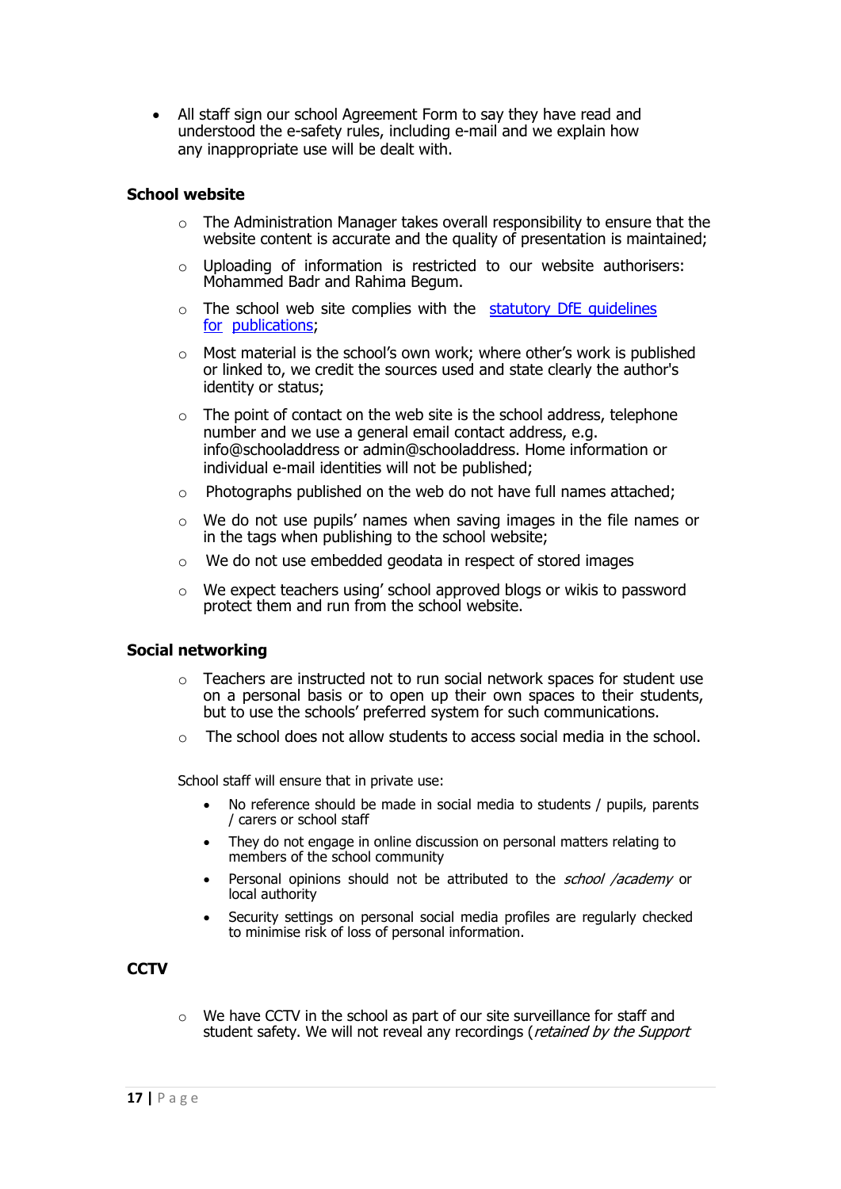- All staff sign our school Agreement Form to say they have read and understood the e-safety rules, including e-mail and we explain how any inappropriate use will be dealt with.

**School website**

- The Administration Manager takes overall responsibility to ensure that the website content is accurate and the quality of presentation is maintained;
- Uploading of information is restricted to our website authorisers: Mohammed Badr and Rahima Begum.
- The school web site complies with the [statutory DfE guidelines for publications](#);
- Most material is the school's own work; where other's work is published or linked to, we credit the sources used and state clearly the author's identity or status;
- The point of contact on the web site is the school address, telephone number and we use a general email contact address, e.g. info@schooladdress or admin@schooladdress. Home information or individual e-mail identities will not be published;
- Photographs published on the web do not have full names attached;
- We do not use pupils' names when saving images in the file names or in the tags when publishing to the school website;
- We do not use embedded geodata in respect of stored images
- We expect teachers using' school approved blogs or wikis to password protect them and run from the school website.

**Social networking**

- Teachers are instructed not to run social network spaces for student use on a personal basis or to open up their own spaces to their students, but to use the schools' preferred system for such communications.
- The school does not allow students to access social media in the school.

School staff will ensure that in private use:

- No reference should be made in social media to students / pupils, parents / carers or school staff
- They do not engage in online discussion on personal matters relating to members of the school community
- Personal opinions should not be attributed to the *school /academy* or local authority
- Security settings on personal social media profiles are regularly checked to minimise risk of loss of personal information.

**CCTV**

- We have CCTV in the school as part of our site surveillance for staff and student safety. We will not reveal any recordings (*retained by the Support*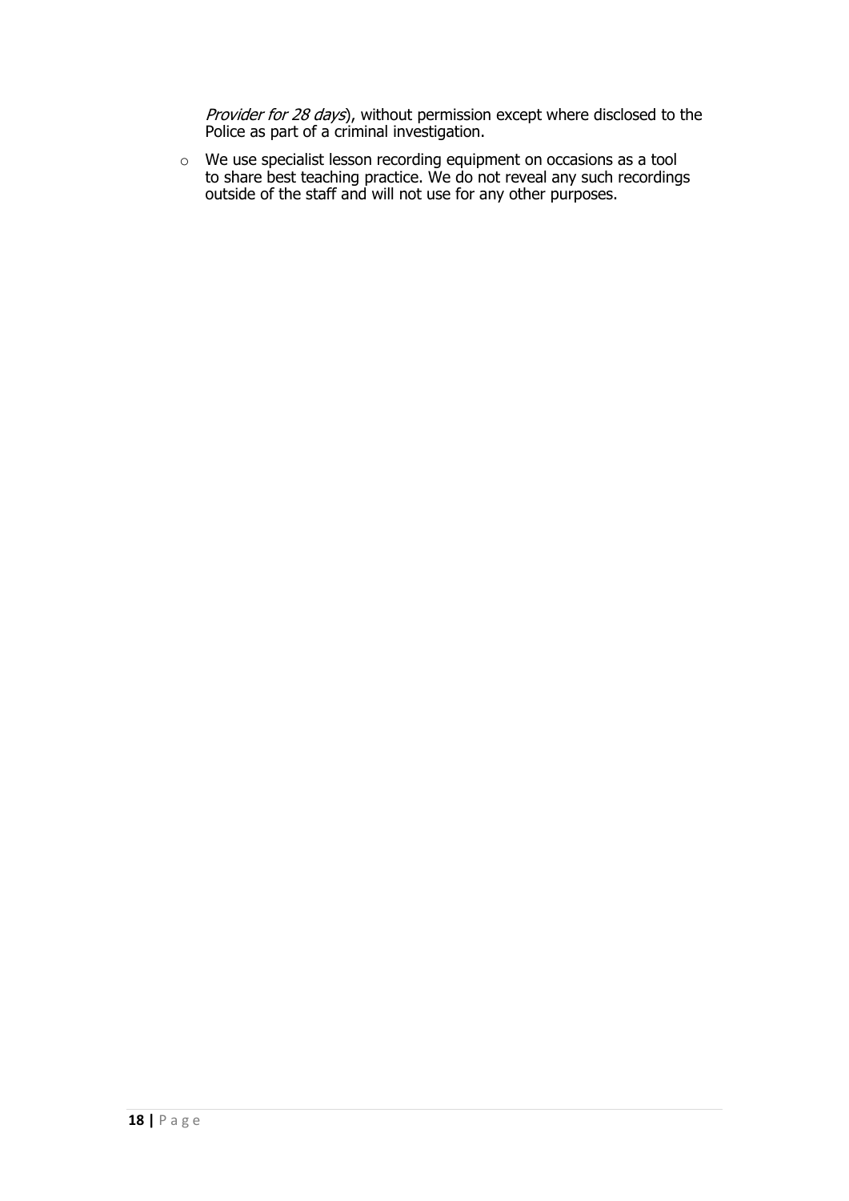*Provider for 28 days*), without permission except where disclosed to the Police as part of a criminal investigation.

- We use specialist lesson recording equipment on occasions as a tool to share best teaching practice. We do not reveal any such recordings outside of the staff and will not use for any other purposes.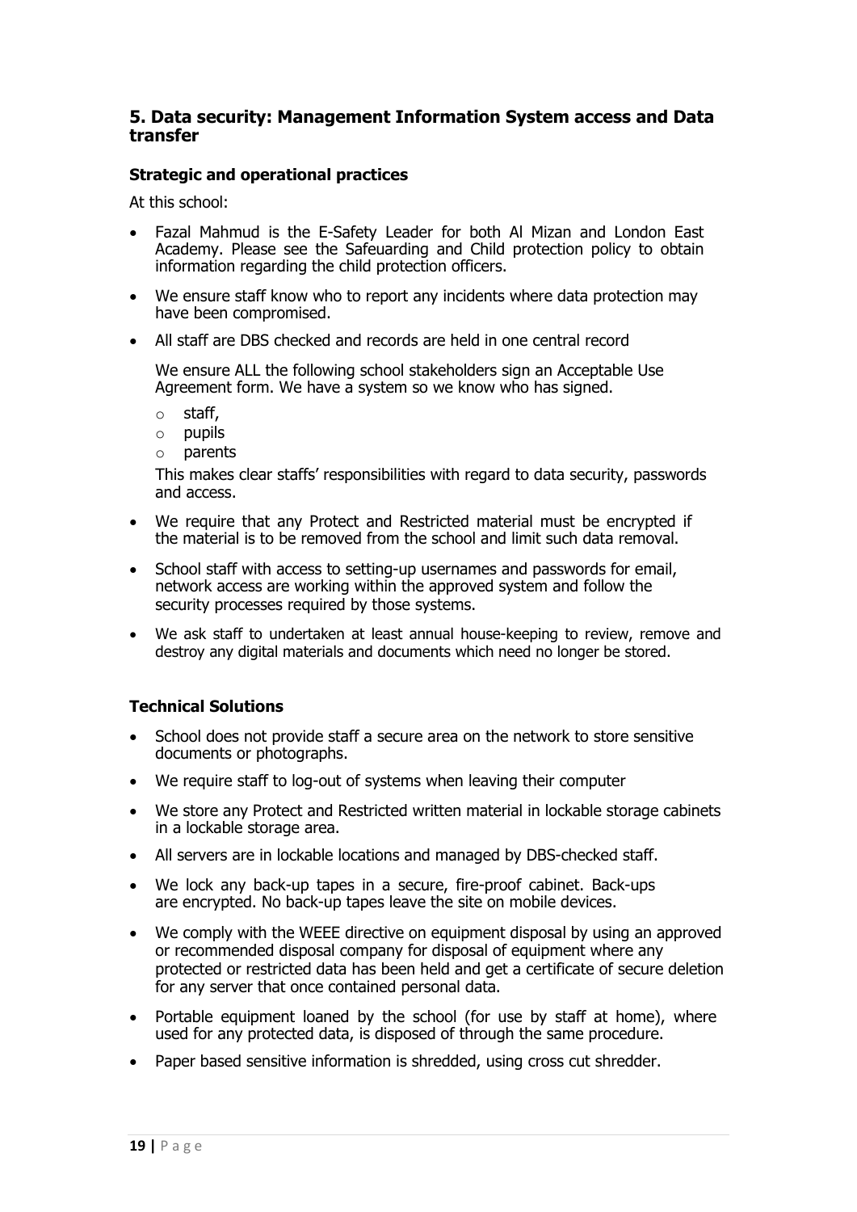## 5. Data security: Management Information System access and Data transfer

### Strategic and operational practices

At this school:

- Fazal Mahmud is the E-Safety Leader for both Al Mizan and London East Academy. Please see the Safeuarding and Child protection policy to obtain information regarding the child protection officers.
- We ensure staff know who to report any incidents where data protection may have been compromised.
- All staff are DBS checked and records are held in one central record

  We ensure ALL the following school stakeholders sign an Acceptable Use Agreement form. We have a system so we know who has signed.

  - staff,
  - pupils
  - parents

  This makes clear staffs' responsibilities with regard to data security, passwords and access.
- We require that any Protect and Restricted material must be encrypted if the material is to be removed from the school and limit such data removal.
- School staff with access to setting-up usernames and passwords for email, network access are working within the approved system and follow the security processes required by those systems.
- We ask staff to undertaken at least annual house-keeping to review, remove and destroy any digital materials and documents which need no longer be stored.

### Technical Solutions

- School does not provide staff a secure area on the network to store sensitive documents or photographs.
- We require staff to log-out of systems when leaving their computer
- We store any Protect and Restricted written material in lockable storage cabinets in a lockable storage area.
- All servers are in lockable locations and managed by DBS-checked staff.
- We lock any back-up tapes in a secure, fire-proof cabinet. Back-ups are encrypted. No back-up tapes leave the site on mobile devices.
- We comply with the WEEE directive on equipment disposal by using an approved or recommended disposal company for disposal of equipment where any protected or restricted data has been held and get a certificate of secure deletion for any server that once contained personal data.
- Portable equipment loaned by the school (for use by staff at home), where used for any protected data, is disposed of through the same procedure.
- Paper based sensitive information is shredded, using cross cut shredder.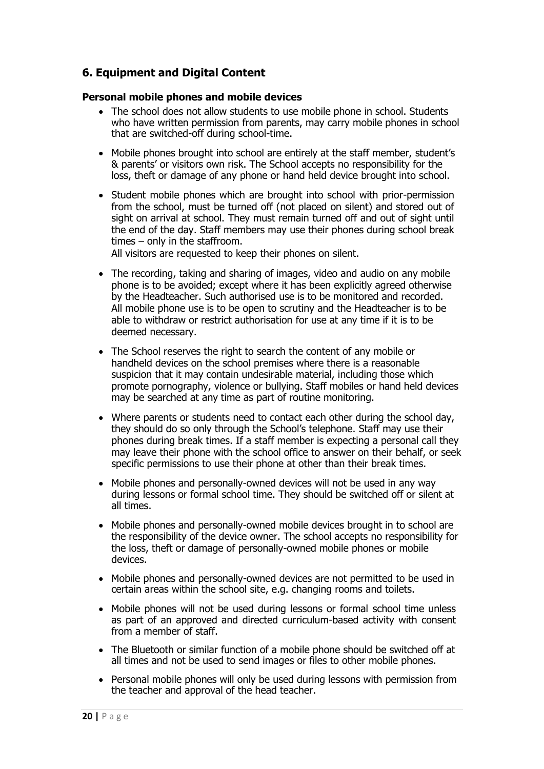## 6. Equipment and Digital Content

### Personal mobile phones and mobile devices

- The school does not allow students to use mobile phone in school. Students who have written permission from parents, may carry mobile phones in school that are switched-off during school-time.
- Mobile phones brought into school are entirely at the staff member, student's & parents' or visitors own risk. The School accepts no responsibility for the loss, theft or damage of any phone or hand held device brought into school.
- Student mobile phones which are brought into school with prior-permission from the school, must be turned off (not placed on silent) and stored out of sight on arrival at school. They must remain turned off and out of sight until the end of the day. Staff members may use their phones during school break times – only in the staffroom.
  All visitors are requested to keep their phones on silent.
- The recording, taking and sharing of images, video and audio on any mobile phone is to be avoided; except where it has been explicitly agreed otherwise by the Headteacher. Such authorised use is to be monitored and recorded. All mobile phone use is to be open to scrutiny and the Headteacher is to be able to withdraw or restrict authorisation for use at any time if it is to be deemed necessary.
- The School reserves the right to search the content of any mobile or handheld devices on the school premises where there is a reasonable suspicion that it may contain undesirable material, including those which promote pornography, violence or bullying. Staff mobiles or hand held devices may be searched at any time as part of routine monitoring.
- Where parents or students need to contact each other during the school day, they should do so only through the School's telephone. Staff may use their phones during break times. If a staff member is expecting a personal call they may leave their phone with the school office to answer on their behalf, or seek specific permissions to use their phone at other than their break times.
- Mobile phones and personally-owned devices will not be used in any way during lessons or formal school time. They should be switched off or silent at all times.
- Mobile phones and personally-owned mobile devices brought in to school are the responsibility of the device owner. The school accepts no responsibility for the loss, theft or damage of personally-owned mobile phones or mobile devices.
- Mobile phones and personally-owned devices are not permitted to be used in certain areas within the school site, e.g. changing rooms and toilets.
- Mobile phones will not be used during lessons or formal school time unless as part of an approved and directed curriculum-based activity with consent from a member of staff.
- The Bluetooth or similar function of a mobile phone should be switched off at all times and not be used to send images or files to other mobile phones.
- Personal mobile phones will only be used during lessons with permission from the teacher and approval of the head teacher.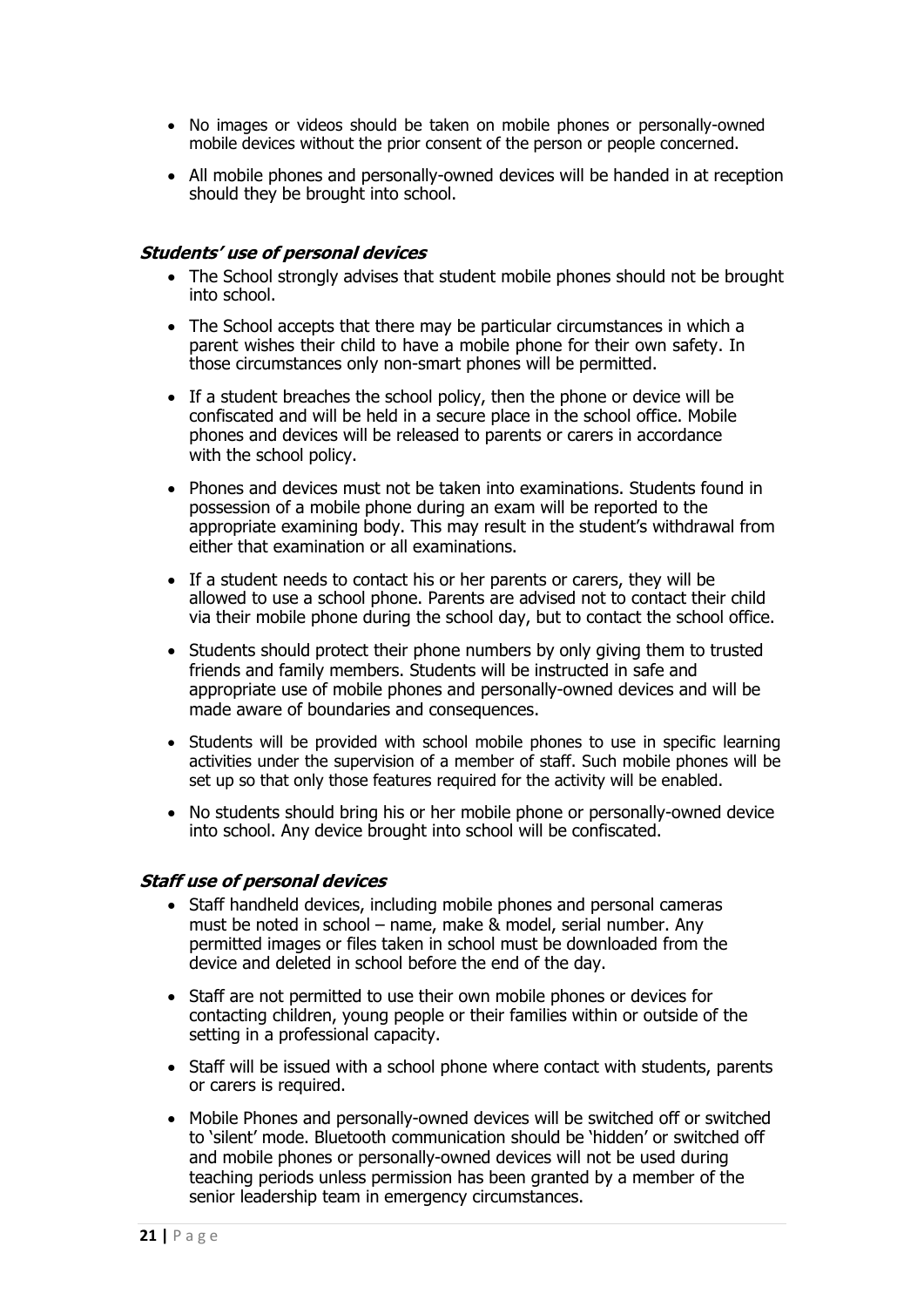- No images or videos should be taken on mobile phones or personally-owned mobile devices without the prior consent of the person or people concerned.
- All mobile phones and personally-owned devices will be handed in at reception should they be brought into school.

### *Students' use of personal devices*

- The School strongly advises that student mobile phones should not be brought into school.
- The School accepts that there may be particular circumstances in which a parent wishes their child to have a mobile phone for their own safety. In those circumstances only non-smart phones will be permitted.
- If a student breaches the school policy, then the phone or device will be confiscated and will be held in a secure place in the school office. Mobile phones and devices will be released to parents or carers in accordance with the school policy.
- Phones and devices must not be taken into examinations. Students found in possession of a mobile phone during an exam will be reported to the appropriate examining body. This may result in the student's withdrawal from either that examination or all examinations.
- If a student needs to contact his or her parents or carers, they will be allowed to use a school phone. Parents are advised not to contact their child via their mobile phone during the school day, but to contact the school office.
- Students should protect their phone numbers by only giving them to trusted friends and family members. Students will be instructed in safe and appropriate use of mobile phones and personally-owned devices and will be made aware of boundaries and consequences.
- Students will be provided with school mobile phones to use in specific learning activities under the supervision of a member of staff. Such mobile phones will be set up so that only those features required for the activity will be enabled.
- No students should bring his or her mobile phone or personally-owned device into school. Any device brought into school will be confiscated.

### *Staff use of personal devices*

- Staff handheld devices, including mobile phones and personal cameras must be noted in school – name, make & model, serial number. Any permitted images or files taken in school must be downloaded from the device and deleted in school before the end of the day.
- Staff are not permitted to use their own mobile phones or devices for contacting children, young people or their families within or outside of the setting in a professional capacity.
- Staff will be issued with a school phone where contact with students, parents or carers is required.
- Mobile Phones and personally-owned devices will be switched off or switched to 'silent' mode. Bluetooth communication should be 'hidden' or switched off and mobile phones or personally-owned devices will not be used during teaching periods unless permission has been granted by a member of the senior leadership team in emergency circumstances.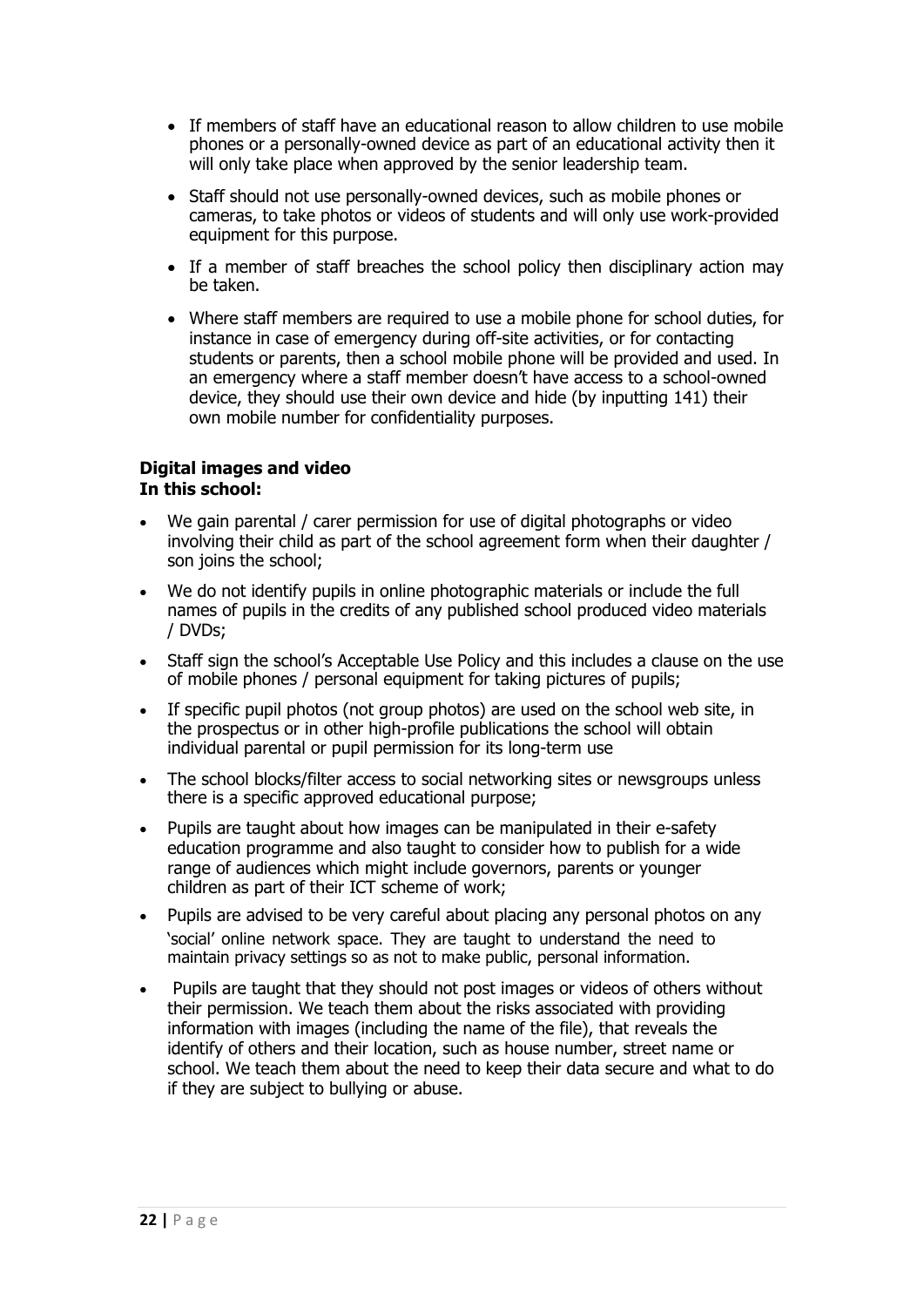- If members of staff have an educational reason to allow children to use mobile phones or a personally-owned device as part of an educational activity then it will only take place when approved by the senior leadership team.
- Staff should not use personally-owned devices, such as mobile phones or cameras, to take photos or videos of students and will only use work-provided equipment for this purpose.
- If a member of staff breaches the school policy then disciplinary action may be taken.
- Where staff members are required to use a mobile phone for school duties, for instance in case of emergency during off-site activities, or for contacting students or parents, then a school mobile phone will be provided and used. In an emergency where a staff member doesn't have access to a school-owned device, they should use their own device and hide (by inputting 141) their own mobile number for confidentiality purposes.

**Digital images and video**
**In this school:**

- We gain parental / carer permission for use of digital photographs or video involving their child as part of the school agreement form when their daughter / son joins the school;
- We do not identify pupils in online photographic materials or include the full names of pupils in the credits of any published school produced video materials / DVDs;
- Staff sign the school's Acceptable Use Policy and this includes a clause on the use of mobile phones / personal equipment for taking pictures of pupils;
- If specific pupil photos (not group photos) are used on the school web site, in the prospectus or in other high-profile publications the school will obtain individual parental or pupil permission for its long-term use
- The school blocks/filter access to social networking sites or newsgroups unless there is a specific approved educational purpose;
- Pupils are taught about how images can be manipulated in their e-safety education programme and also taught to consider how to publish for a wide range of audiences which might include governors, parents or younger children as part of their ICT scheme of work;
- Pupils are advised to be very careful about placing any personal photos on any 'social' online network space. They are taught to understand the need to maintain privacy settings so as not to make public, personal information.
- Pupils are taught that they should not post images or videos of others without their permission. We teach them about the risks associated with providing information with images (including the name of the file), that reveals the identify of others and their location, such as house number, street name or school. We teach them about the need to keep their data secure and what to do if they are subject to bullying or abuse.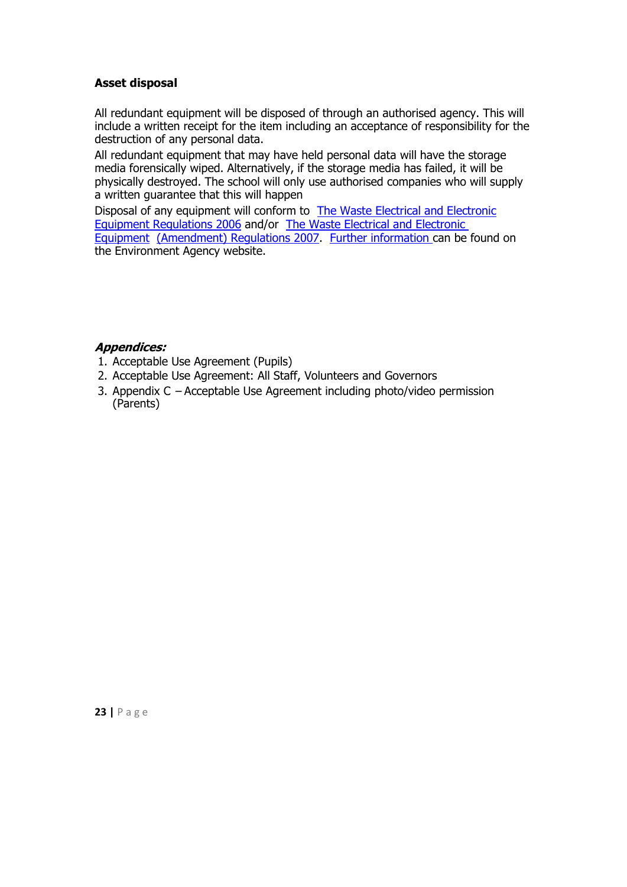**Asset disposal**

All redundant equipment will be disposed of through an authorised agency. This will include a written receipt for the item including an acceptance of responsibility for the destruction of any personal data.

All redundant equipment that may have held personal data will have the storage media forensically wiped. Alternatively, if the storage media has failed, it will be physically destroyed. The school will only use authorised companies who will supply a written guarantee that this will happen

Disposal of any equipment will conform to The Waste Electrical and Electronic Equipment Regulations 2006 and/or The Waste Electrical and Electronic Equipment (Amendment) Regulations 2007. Further information can be found on the Environment Agency website.

***Appendices:***

1. Acceptable Use Agreement (Pupils)
2. Acceptable Use Agreement: All Staff, Volunteers and Governors
3. Appendix C – Acceptable Use Agreement including photo/video permission (Parents)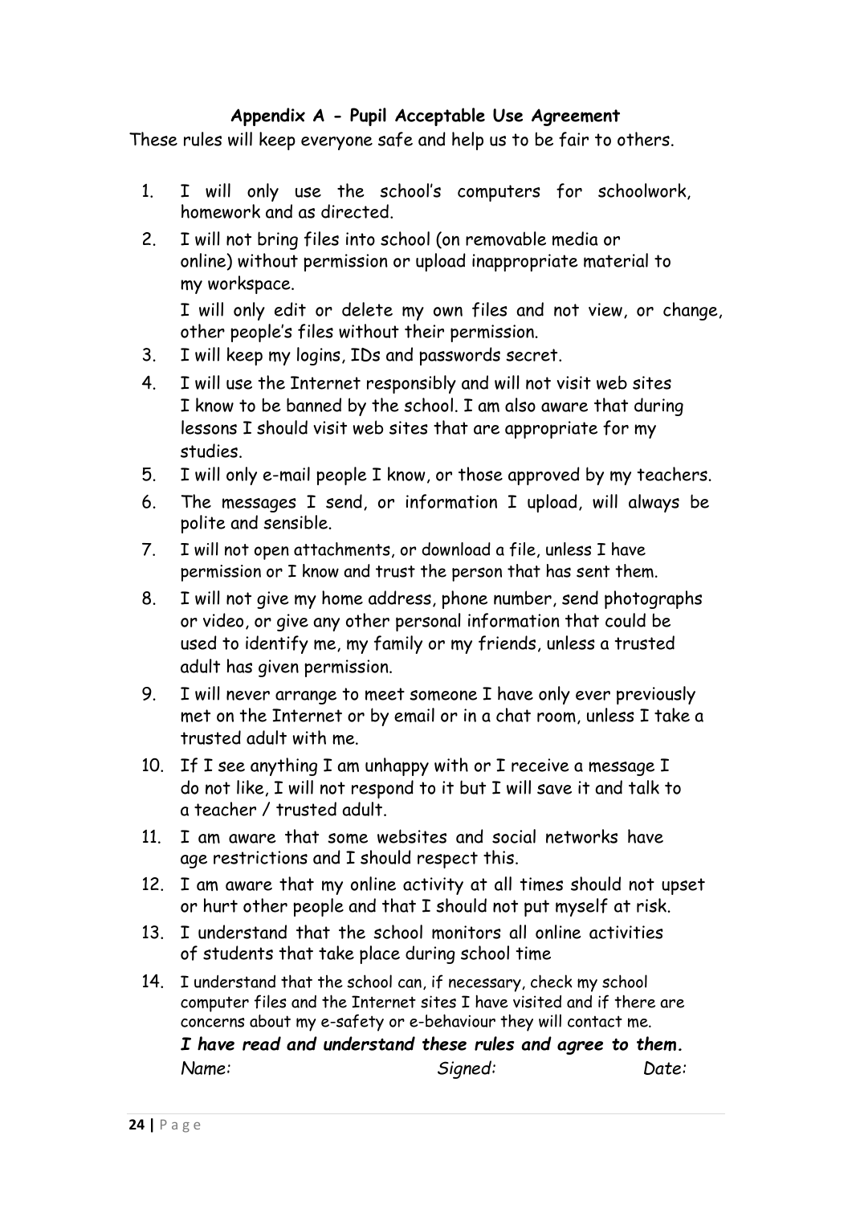## Appendix A - Pupil Acceptable Use Agreement

These rules will keep everyone safe and help us to be fair to others.

1. I will only use the school's computers for schoolwork, homework and as directed.
2. I will not bring files into school (on removable media or online) without permission or upload inappropriate material to my workspace.

   I will only edit or delete my own files and not view, or change, other people's files without their permission.
3. I will keep my logins, IDs and passwords secret.
4. I will use the Internet responsibly and will not visit web sites I know to be banned by the school. I am also aware that during lessons I should visit web sites that are appropriate for my studies.
5. I will only e-mail people I know, or those approved by my teachers.
6. The messages I send, or information I upload, will always be polite and sensible.
7. I will not open attachments, or download a file, unless I have permission or I know and trust the person that has sent them.
8. I will not give my home address, phone number, send photographs or video, or give any other personal information that could be used to identify me, my family or my friends, unless a trusted adult has given permission.
9. I will never arrange to meet someone I have only ever previously met on the Internet or by email or in a chat room, unless I take a trusted adult with me.
10. If I see anything I am unhappy with or I receive a message I do not like, I will not respond to it but I will save it and talk to a teacher / trusted adult.
11. I am aware that some websites and social networks have age restrictions and I should respect this.
12. I am aware that my online activity at all times should not upset or hurt other people and that I should not put myself at risk.
13. I understand that the school monitors all online activities of students that take place during school time
14. I understand that the school can, if necessary, check my school computer files and the Internet sites I have visited and if there are concerns about my e-safety or e-behaviour they will contact me.

***I have read and understand these rules and agree to them.***

*Name:* *Signed:* *Date:*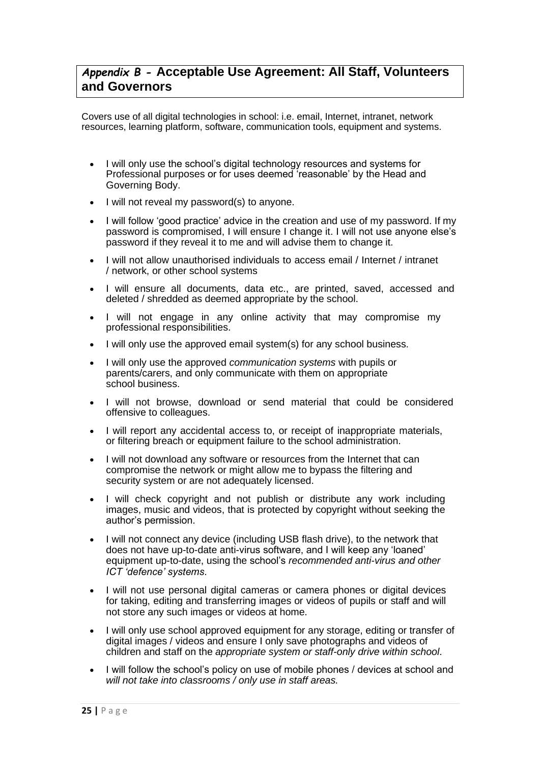## *Appendix B -* Acceptable Use Agreement: All Staff, Volunteers and Governors

Covers use of all digital technologies in school: i.e. email, Internet, intranet, network resources, learning platform, software, communication tools, equipment and systems.

- I will only use the school's digital technology resources and systems for Professional purposes or for uses deemed 'reasonable' by the Head and Governing Body.
- I will not reveal my password(s) to anyone.
- I will follow 'good practice' advice in the creation and use of my password. If my password is compromised, I will ensure I change it. I will not use anyone else's password if they reveal it to me and will advise them to change it.
- I will not allow unauthorised individuals to access email / Internet / intranet / network, or other school systems
- I will ensure all documents, data etc., are printed, saved, accessed and deleted / shredded as deemed appropriate by the school.
- I will not engage in any online activity that may compromise my professional responsibilities.
- I will only use the approved email system(s) for any school business.
- I will only use the approved *communication systems* with pupils or parents/carers, and only communicate with them on appropriate school business.
- I will not browse, download or send material that could be considered offensive to colleagues.
- I will report any accidental access to, or receipt of inappropriate materials, or filtering breach or equipment failure to the school administration.
- I will not download any software or resources from the Internet that can compromise the network or might allow me to bypass the filtering and security system or are not adequately licensed.
- I will check copyright and not publish or distribute any work including images, music and videos, that is protected by copyright without seeking the author's permission.
- I will not connect any device (including USB flash drive), to the network that does not have up-to-date anti-virus software, and I will keep any 'loaned' equipment up-to-date, using the school's *recommended anti-virus and other ICT 'defence' systems*.
- I will not use personal digital cameras or camera phones or digital devices for taking, editing and transferring images or videos of pupils or staff and will not store any such images or videos at home.
- I will only use school approved equipment for any storage, editing or transfer of digital images / videos and ensure I only save photographs and videos of children and staff on the *appropriate system or staff-only drive within school*.
- I will follow the school's policy on use of mobile phones / devices at school and *will not take into classrooms / only use in staff areas.*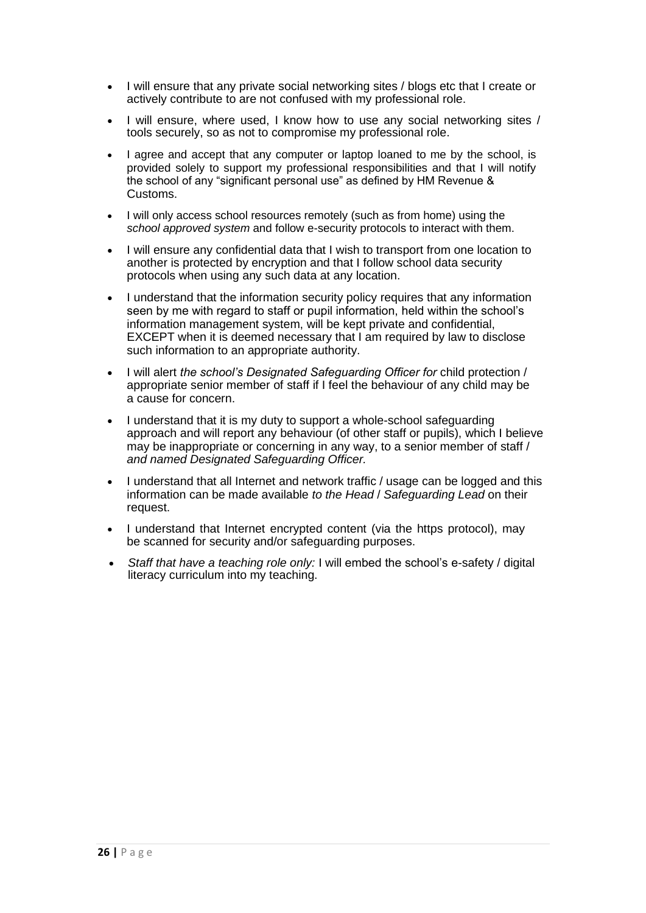- I will ensure that any private social networking sites / blogs etc that I create or actively contribute to are not confused with my professional role.
- I will ensure, where used, I know how to use any social networking sites / tools securely, so as not to compromise my professional role.
- I agree and accept that any computer or laptop loaned to me by the school, is provided solely to support my professional responsibilities and that I will notify the school of any "significant personal use" as defined by HM Revenue & Customs.
- I will only access school resources remotely (such as from home) using the *school approved system* and follow e-security protocols to interact with them.
- I will ensure any confidential data that I wish to transport from one location to another is protected by encryption and that I follow school data security protocols when using any such data at any location.
- I understand that the information security policy requires that any information seen by me with regard to staff or pupil information, held within the school's information management system, will be kept private and confidential, EXCEPT when it is deemed necessary that I am required by law to disclose such information to an appropriate authority.
- I will alert *the school's Designated Safeguarding Officer for* child protection / appropriate senior member of staff if I feel the behaviour of any child may be a cause for concern.
- I understand that it is my duty to support a whole-school safeguarding approach and will report any behaviour (of other staff or pupils), which I believe may be inappropriate or concerning in any way, to a senior member of staff / *and named Designated Safeguarding Officer.*
- I understand that all Internet and network traffic / usage can be logged and this information can be made available *to the Head* / *Safeguarding Lead* on their request.
- I understand that Internet encrypted content (via the https protocol), may be scanned for security and/or safeguarding purposes.
- *Staff that have a teaching role only:* I will embed the school's e-safety / digital literacy curriculum into my teaching.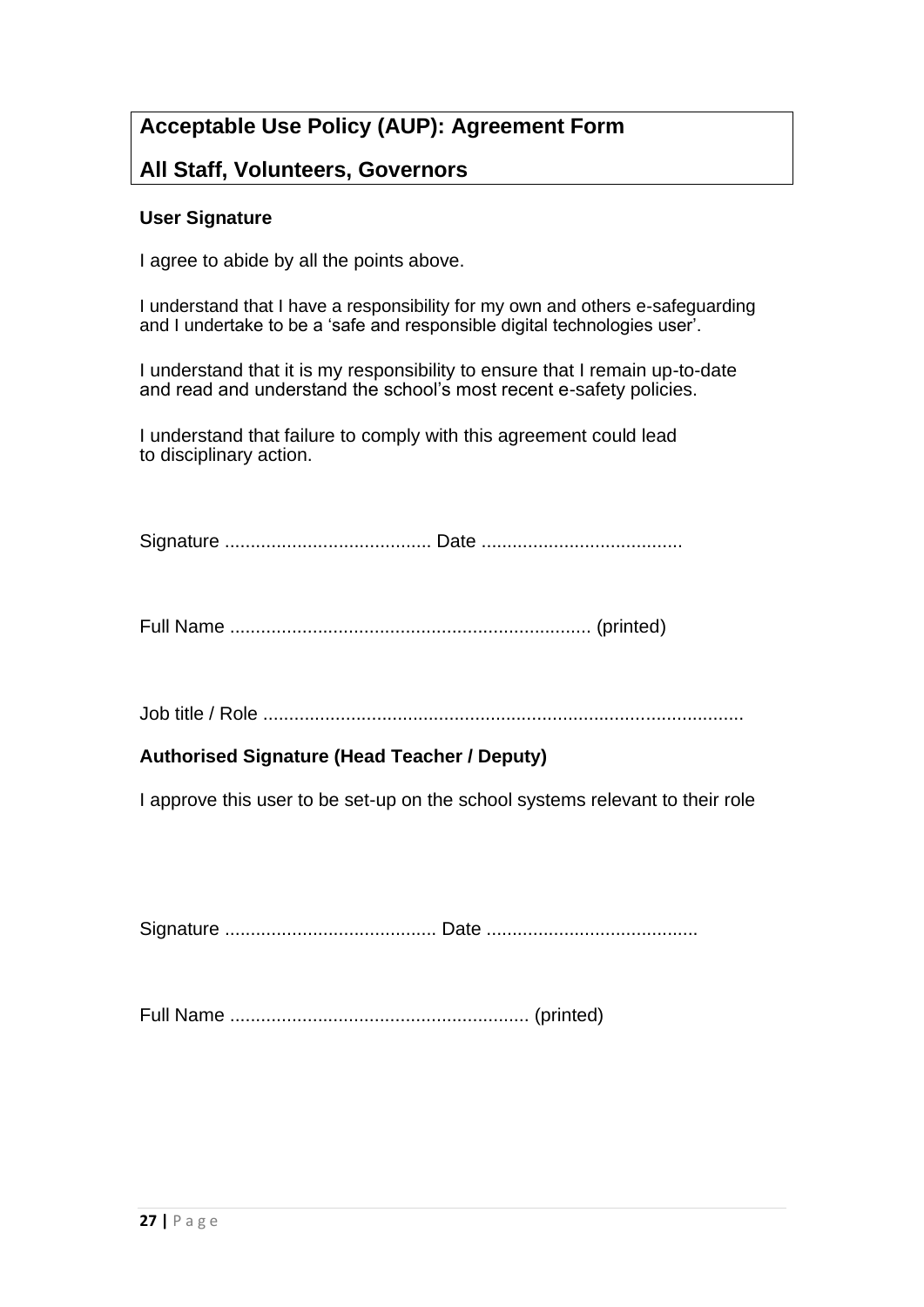## Acceptable Use Policy (AUP): Agreement Form

## All Staff, Volunteers, Governors

**User Signature**

I agree to abide by all the points above.

I understand that I have a responsibility for my own and others e-safeguarding and I undertake to be a 'safe and responsible digital technologies user'.

I understand that it is my responsibility to ensure that I remain up-to-date and read and understand the school's most recent e-safety policies.

I understand that failure to comply with this agreement could lead to disciplinary action.

Signature ........................................ Date .......................................

Full Name ...................................................................... (printed)

Job title / Role ............................................................................................

**Authorised Signature (Head Teacher / Deputy)**

I approve this user to be set-up on the school systems relevant to their role

Signature ......................................... Date .........................................

Full Name .......................................................... (printed)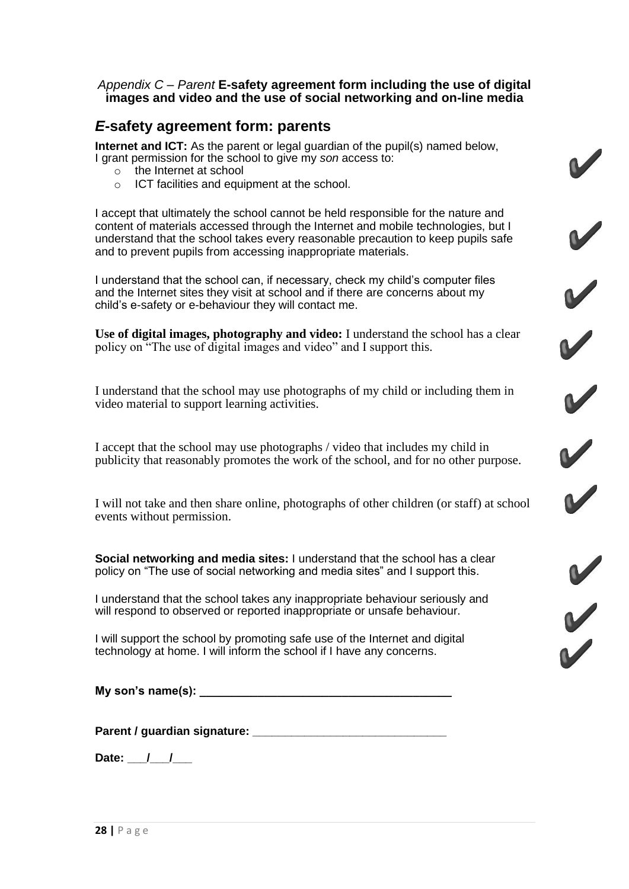*Appendix C – Parent* **E-safety agreement form including the use of digital images and video and the use of social networking and on-line media**

## *E*-safety agreement form: parents

**Internet and ICT:** As the parent or legal guardian of the pupil(s) named below, I grant permission for the school to give my *son* access to:

- the Internet at school
- ICT facilities and equipment at the school.

✔

I accept that ultimately the school cannot be held responsible for the nature and content of materials accessed through the Internet and mobile technologies, but I understand that the school takes every reasonable precaution to keep pupils safe and to prevent pupils from accessing inappropriate materials. ✔

I understand that the school can, if necessary, check my child's computer files and the Internet sites they visit at school and if there are concerns about my child's e-safety or e-behaviour they will contact me. ✔

**Use of digital images, photography and video:** I understand the school has a clear policy on "The use of digital images and video" and I support this. ✔

I understand that the school may use photographs of my child or including them in video material to support learning activities. ✔

I accept that the school may use photographs / video that includes my child in publicity that reasonably promotes the work of the school, and for no other purpose. ✔

I will not take and then share online, photographs of other children (or staff) at school events without permission. ✔

**Social networking and media sites:** I understand that the school has a clear policy on "The use of social networking and media sites" and I support this. ✔

I understand that the school takes any inappropriate behaviour seriously and will respond to observed or reported inappropriate or unsafe behaviour. ✔

I will support the school by promoting safe use of the Internet and digital technology at home. I will inform the school if I have any concerns. ✔

**My son's name(s):** ________________________________________

**Parent / guardian signature:** ______________________________

**Date:** ___/___/___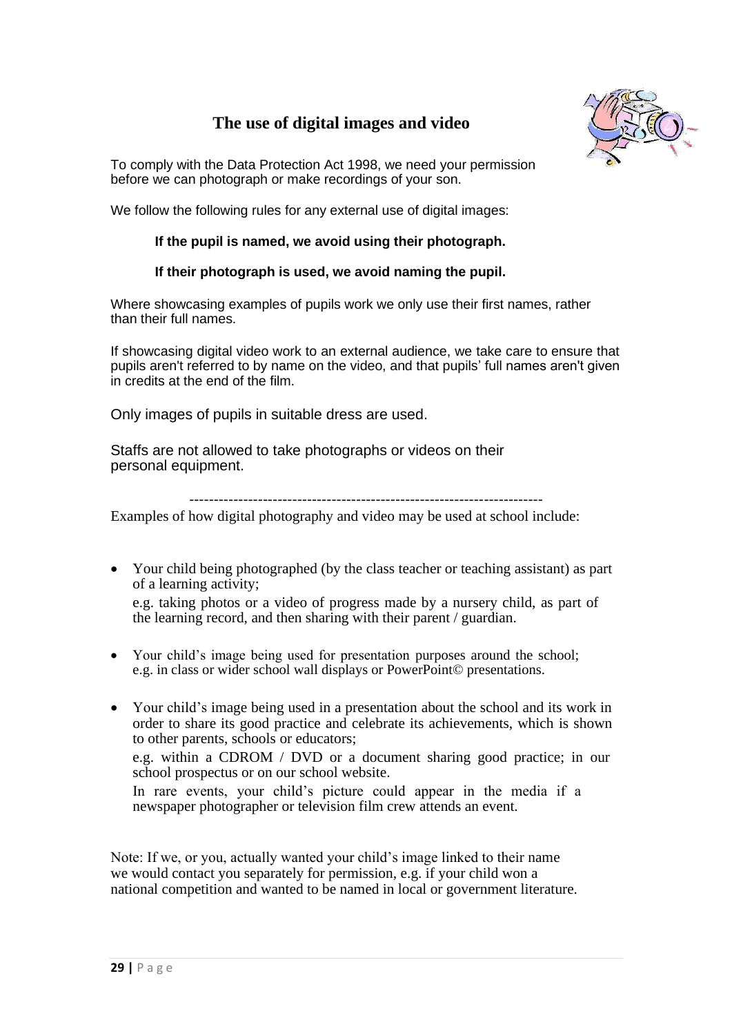## The use of digital images and video

To comply with the Data Protection Act 1998, we need your permission before we can photograph or make recordings of your son.

We follow the following rules for any external use of digital images:

**If the pupil is named, we avoid using their photograph.**

**If their photograph is used, we avoid naming the pupil.**

Where showcasing examples of pupils work we only use their first names, rather than their full names.

If showcasing digital video work to an external audience, we take care to ensure that pupils aren't referred to by name on the video, and that pupils' full names aren't given in credits at the end of the film.

Only images of pupils in suitable dress are used.

Staffs are not allowed to take photographs or videos on their personal equipment.

------------------------------------------------------------------------

Examples of how digital photography and video may be used at school include:

- Your child being photographed (by the class teacher or teaching assistant) as part of a learning activity;
  e.g. taking photos or a video of progress made by a nursery child, as part of the learning record, and then sharing with their parent / guardian.
- Your child's image being used for presentation purposes around the school; e.g. in class or wider school wall displays or PowerPoint© presentations.
- Your child's image being used in a presentation about the school and its work in order to share its good practice and celebrate its achievements, which is shown to other parents, schools or educators;
  e.g. within a CDROM / DVD or a document sharing good practice; in our school prospectus or on our school website.
  In rare events, your child's picture could appear in the media if a newspaper photographer or television film crew attends an event.

Note: If we, or you, actually wanted your child's image linked to their name we would contact you separately for permission, e.g. if your child won a national competition and wanted to be named in local or government literature.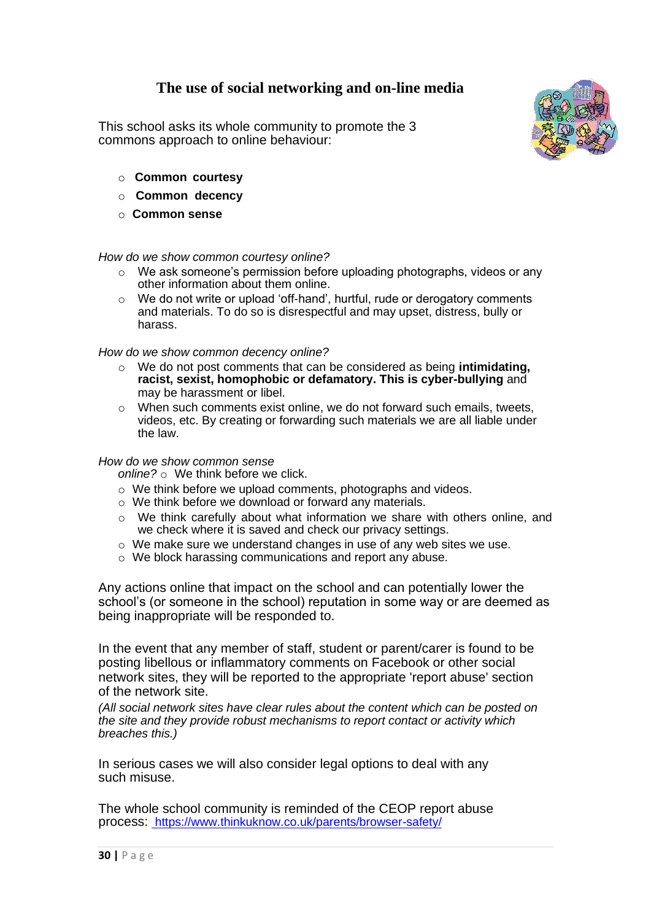## The use of social networking and on-line media

This school asks its whole community to promote the 3 commons approach to online behaviour:

- **Common courtesy**
- **Common decency**
- **Common sense**

*How do we show common courtesy online?*

- We ask someone's permission before uploading photographs, videos or any other information about them online.
- We do not write or upload 'off-hand', hurtful, rude or derogatory comments and materials. To do so is disrespectful and may upset, distress, bully or harass.

*How do we show common decency online?*

- We do not post comments that can be considered as being **intimidating, racist, sexist, homophobic or defamatory. This is cyber-bullying** and may be harassment or libel.
- When such comments exist online, we do not forward such emails, tweets, videos, etc. By creating or forwarding such materials we are all liable under the law.

*How do we show common sense online?*

- We think before we click.
- We think before we upload comments, photographs and videos.
- We think before we download or forward any materials.
- We think carefully about what information we share with others online, and we check where it is saved and check our privacy settings.
- We make sure we understand changes in use of any web sites we use.
- We block harassing communications and report any abuse.

Any actions online that impact on the school and can potentially lower the school's (or someone in the school) reputation in some way or are deemed as being inappropriate will be responded to.

In the event that any member of staff, student or parent/carer is found to be posting libellous or inflammatory comments on Facebook or other social network sites, they will be reported to the appropriate 'report abuse' section of the network site.

*(All social network sites have clear rules about the content which can be posted on the site and they provide robust mechanisms to report contact or activity which breaches this.)*

In serious cases we will also consider legal options to deal with any such misuse.

The whole school community is reminded of the CEOP report abuse process: https://www.thinkuknow.co.uk/parents/browser-safety/